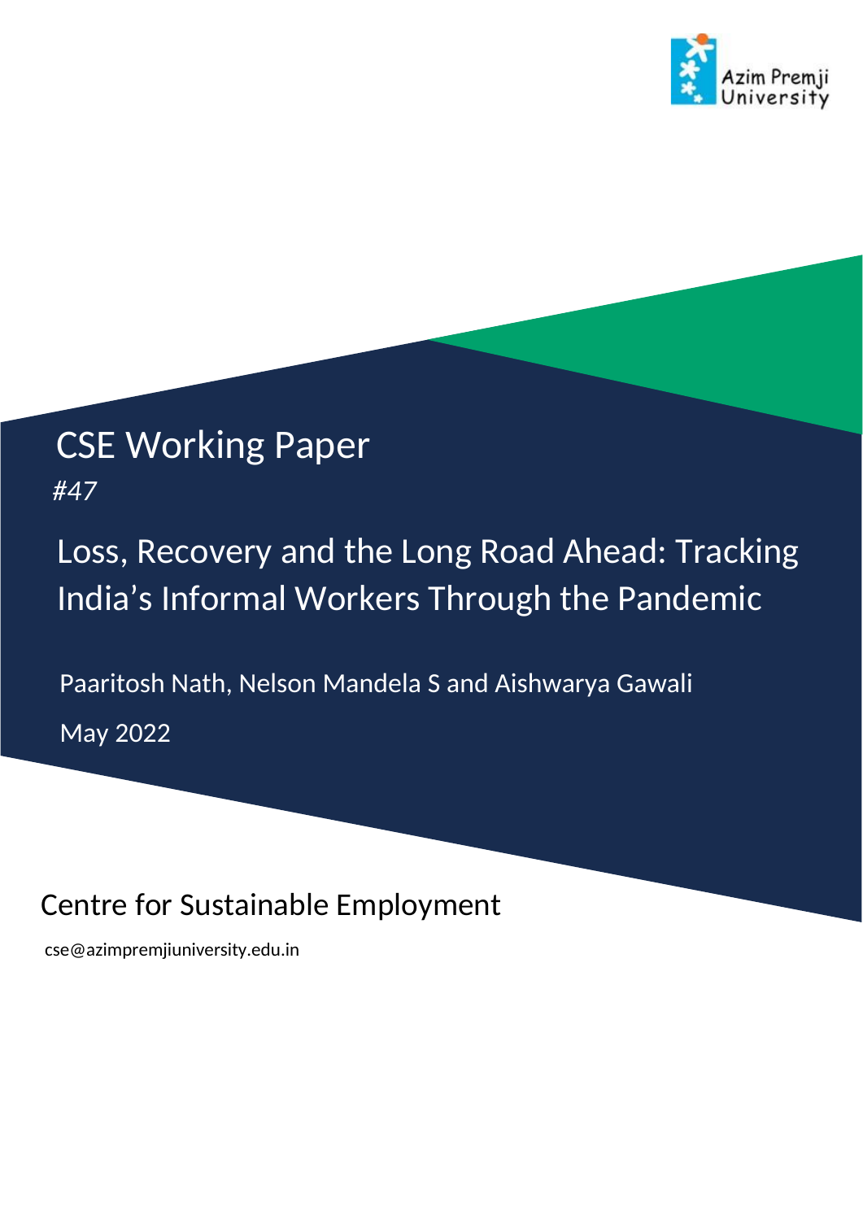Azim Premji University

# CSE Working Paper

*#47*

## Loss, Recovery and the Long Road Ahead: Tracking India's Informal Workers Through the Pandemic

Paaritosh Nath, Nelson Mandela S and Aishwarya Gawali

May 2022

Centre for Sustainable Employment

cse@azimpremjiuniversity.edu.in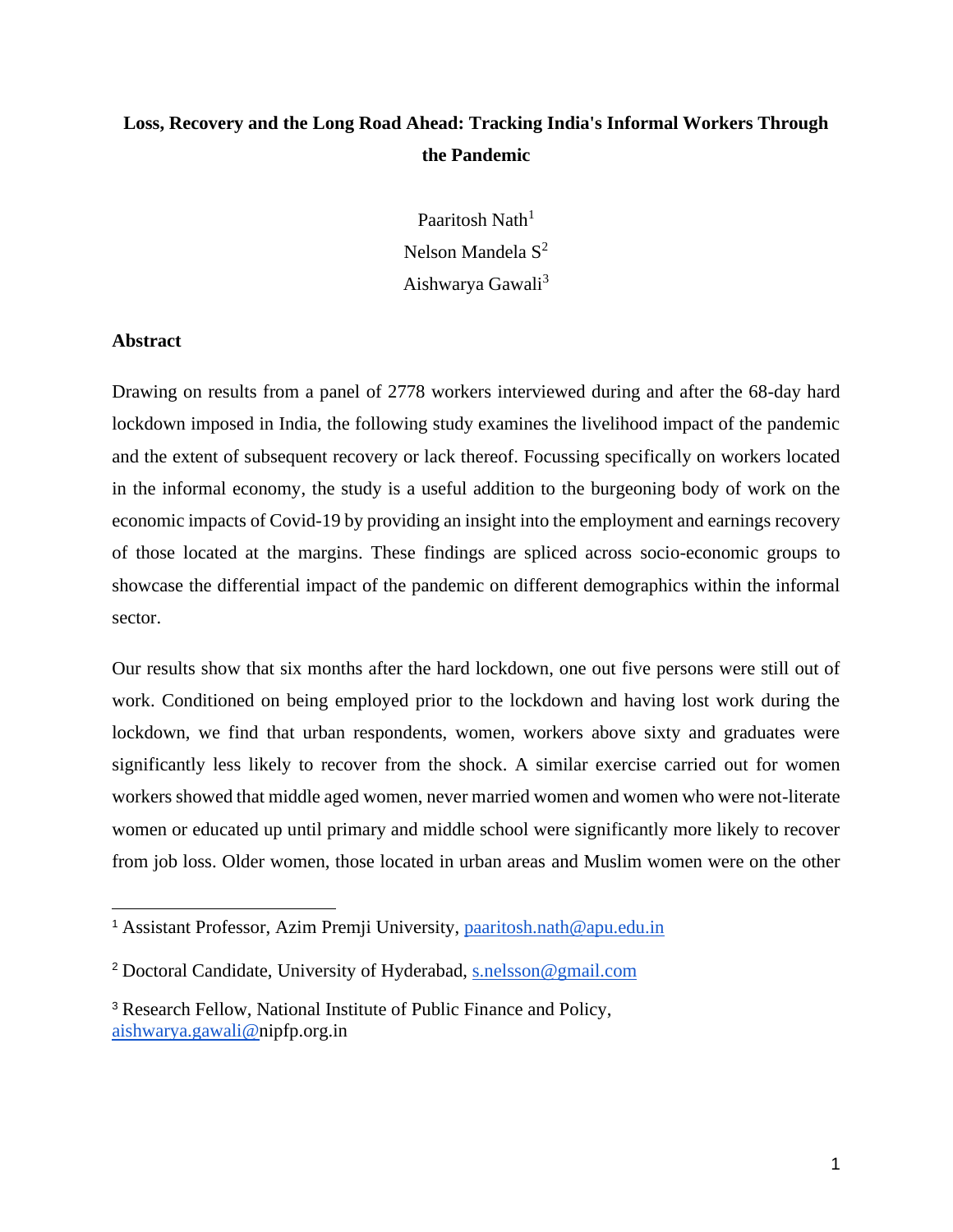**Loss, Recovery and the Long Road Ahead: Tracking India's Informal Workers Through the Pandemic**

Paaritosh Nath[1]

Nelson Mandela S[2]

Aishwarya Gawali[3]

## Abstract

Drawing on results from a panel of 2778 workers interviewed during and after the 68-day hard lockdown imposed in India, the following study examines the livelihood impact of the pandemic and the extent of subsequent recovery or lack thereof. Focussing specifically on workers located in the informal economy, the study is a useful addition to the burgeoning body of work on the economic impacts of Covid-19 by providing an insight into the employment and earnings recovery of those located at the margins. These findings are spliced across socio-economic groups to showcase the differential impact of the pandemic on different demographics within the informal sector.

Our results show that six months after the hard lockdown, one out five persons were still out of work. Conditioned on being employed prior to the lockdown and having lost work during the lockdown, we find that urban respondents, women, workers above sixty and graduates were significantly less likely to recover from the shock. A similar exercise carried out for women workers showed that middle aged women, never married women and women who were not-literate women or educated up until primary and middle school were significantly more likely to recover from job loss. Older women, those located in urban areas and Muslim women were on the other

---

[1] Assistant Professor, Azim Premji University, paaritosh.nath@apu.edu.in

[2] Doctoral Candidate, University of Hyderabad, s.nelsson@gmail.com

[3] Research Fellow, National Institute of Public Finance and Policy, aishwarya.gawali@nipfp.org.in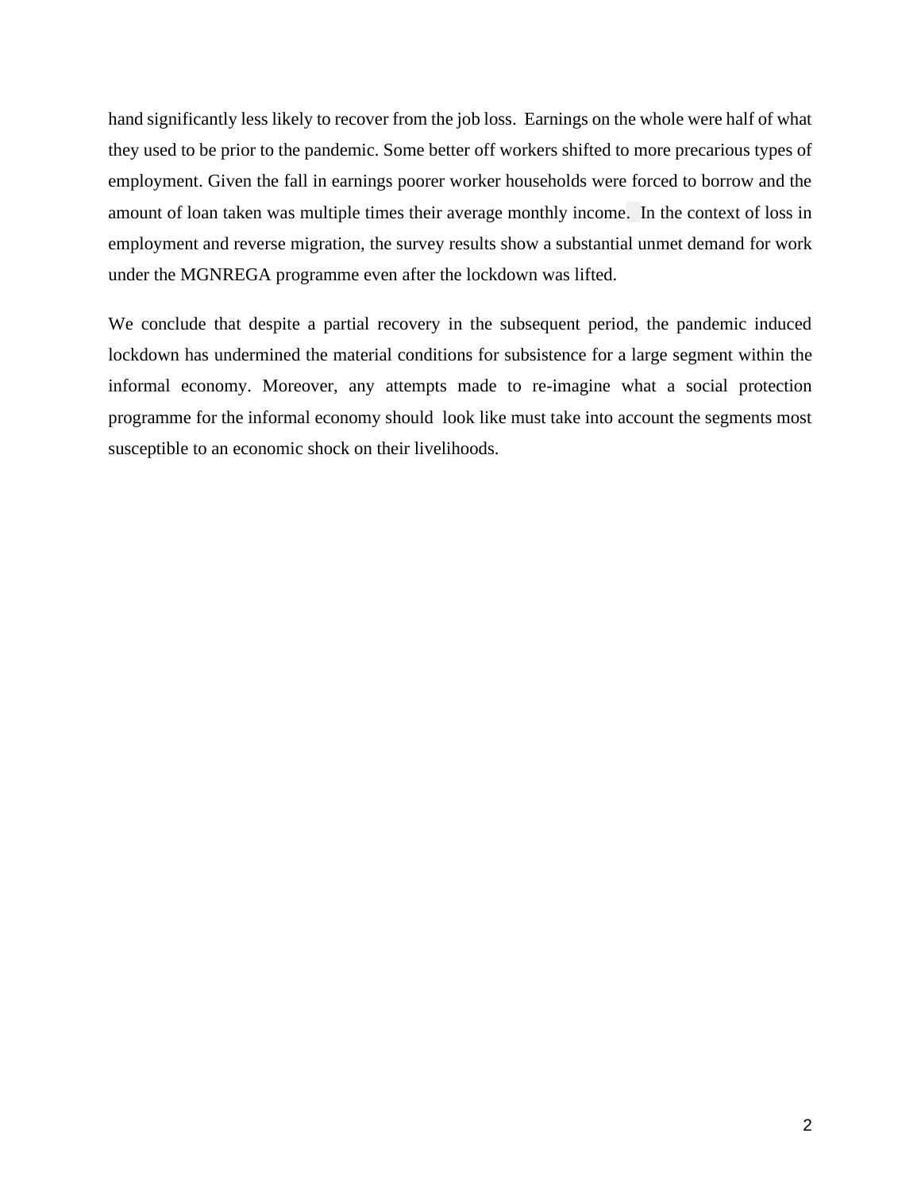hand significantly less likely to recover from the job loss. Earnings on the whole were half of what they used to be prior to the pandemic. Some better off workers shifted to more precarious types of employment. Given the fall in earnings poorer worker households were forced to borrow and the amount of loan taken was multiple times their average monthly income. In the context of loss in employment and reverse migration, the survey results show a substantial unmet demand for work under the MGNREGA programme even after the lockdown was lifted.

We conclude that despite a partial recovery in the subsequent period, the pandemic induced lockdown has undermined the material conditions for subsistence for a large segment within the informal economy. Moreover, any attempts made to re-imagine what a social protection programme for the informal economy should look like must take into account the segments most susceptible to an economic shock on their livelihoods.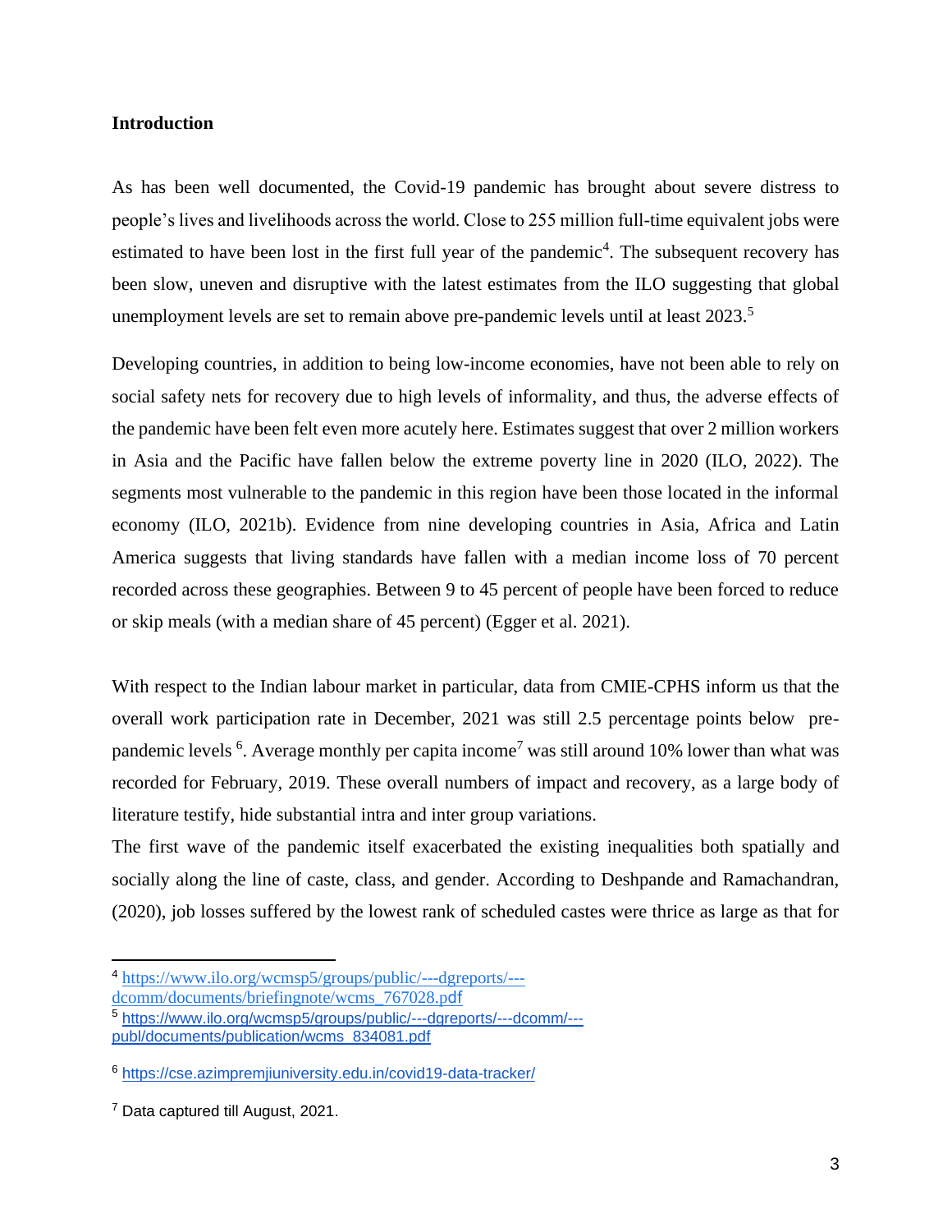## Introduction

As has been well documented, the Covid-19 pandemic has brought about severe distress to people's lives and livelihoods across the world. Close to 255 million full-time equivalent jobs were estimated to have been lost in the first full year of the pandemic[4]. The subsequent recovery has been slow, uneven and disruptive with the latest estimates from the ILO suggesting that global unemployment levels are set to remain above pre-pandemic levels until at least 2023.[5]

Developing countries, in addition to being low-income economies, have not been able to rely on social safety nets for recovery due to high levels of informality, and thus, the adverse effects of the pandemic have been felt even more acutely here. Estimates suggest that over 2 million workers in Asia and the Pacific have fallen below the extreme poverty line in 2020 (ILO, 2022). The segments most vulnerable to the pandemic in this region have been those located in the informal economy (ILO, 2021b). Evidence from nine developing countries in Asia, Africa and Latin America suggests that living standards have fallen with a median income loss of 70 percent recorded across these geographies. Between 9 to 45 percent of people have been forced to reduce or skip meals (with a median share of 45 percent) (Egger et al. 2021).

With respect to the Indian labour market in particular, data from CMIE-CPHS inform us that the overall work participation rate in December, 2021 was still 2.5 percentage points below pre-pandemic levels [6]. Average monthly per capita income[7] was still around 10% lower than what was recorded for February, 2019. These overall numbers of impact and recovery, as a large body of literature testify, hide substantial intra and inter group variations.

The first wave of the pandemic itself exacerbated the existing inequalities both spatially and socially along the line of caste, class, and gender. According to Deshpande and Ramachandran, (2020), job losses suffered by the lowest rank of scheduled castes were thrice as large as that for

---

[4] https://www.ilo.org/wcmsp5/groups/public/---dgreports/---dcomm/documents/briefingnote/wcms_767028.pdf

[5] https://www.ilo.org/wcmsp5/groups/public/---dgreports/---dcomm/---publ/documents/publication/wcms_834081.pdf

[6] https://cse.azimpremjiuniversity.edu.in/covid19-data-tracker/

[7] Data captured till August, 2021.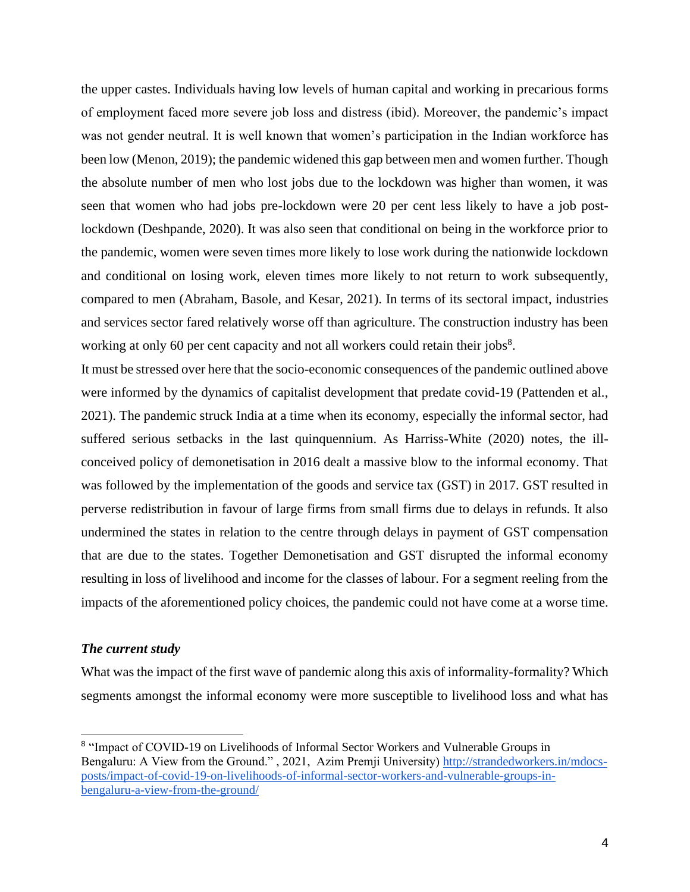the upper castes. Individuals having low levels of human capital and working in precarious forms of employment faced more severe job loss and distress (ibid). Moreover, the pandemic's impact was not gender neutral. It is well known that women's participation in the Indian workforce has been low (Menon, 2019); the pandemic widened this gap between men and women further. Though the absolute number of men who lost jobs due to the lockdown was higher than women, it was seen that women who had jobs pre-lockdown were 20 per cent less likely to have a job post-lockdown (Deshpande, 2020). It was also seen that conditional on being in the workforce prior to the pandemic, women were seven times more likely to lose work during the nationwide lockdown and conditional on losing work, eleven times more likely to not return to work subsequently, compared to men (Abraham, Basole, and Kesar, 2021). In terms of its sectoral impact, industries and services sector fared relatively worse off than agriculture. The construction industry has been working at only 60 per cent capacity and not all workers could retain their jobs[8].

It must be stressed over here that the socio-economic consequences of the pandemic outlined above were informed by the dynamics of capitalist development that predate covid-19 (Pattenden et al., 2021). The pandemic struck India at a time when its economy, especially the informal sector, had suffered serious setbacks in the last quinquennium. As Harriss-White (2020) notes, the ill-conceived policy of demonetisation in 2016 dealt a massive blow to the informal economy. That was followed by the implementation of the goods and service tax (GST) in 2017. GST resulted in perverse redistribution in favour of large firms from small firms due to delays in refunds. It also undermined the states in relation to the centre through delays in payment of GST compensation that are due to the states. Together Demonetisation and GST disrupted the informal economy resulting in loss of livelihood and income for the classes of labour. For a segment reeling from the impacts of the aforementioned policy choices, the pandemic could not have come at a worse time.

### *The current study*

What was the impact of the first wave of pandemic along this axis of informality-formality? Which segments amongst the informal economy were more susceptible to livelihood loss and what has

---

[8] "Impact of COVID-19 on Livelihoods of Informal Sector Workers and Vulnerable Groups in Bengaluru: A View from the Ground." , 2021, Azim Premji University) http://strandedworkers.in/mdocs-posts/impact-of-covid-19-on-livelihoods-of-informal-sector-workers-and-vulnerable-groups-in-bengaluru-a-view-from-the-ground/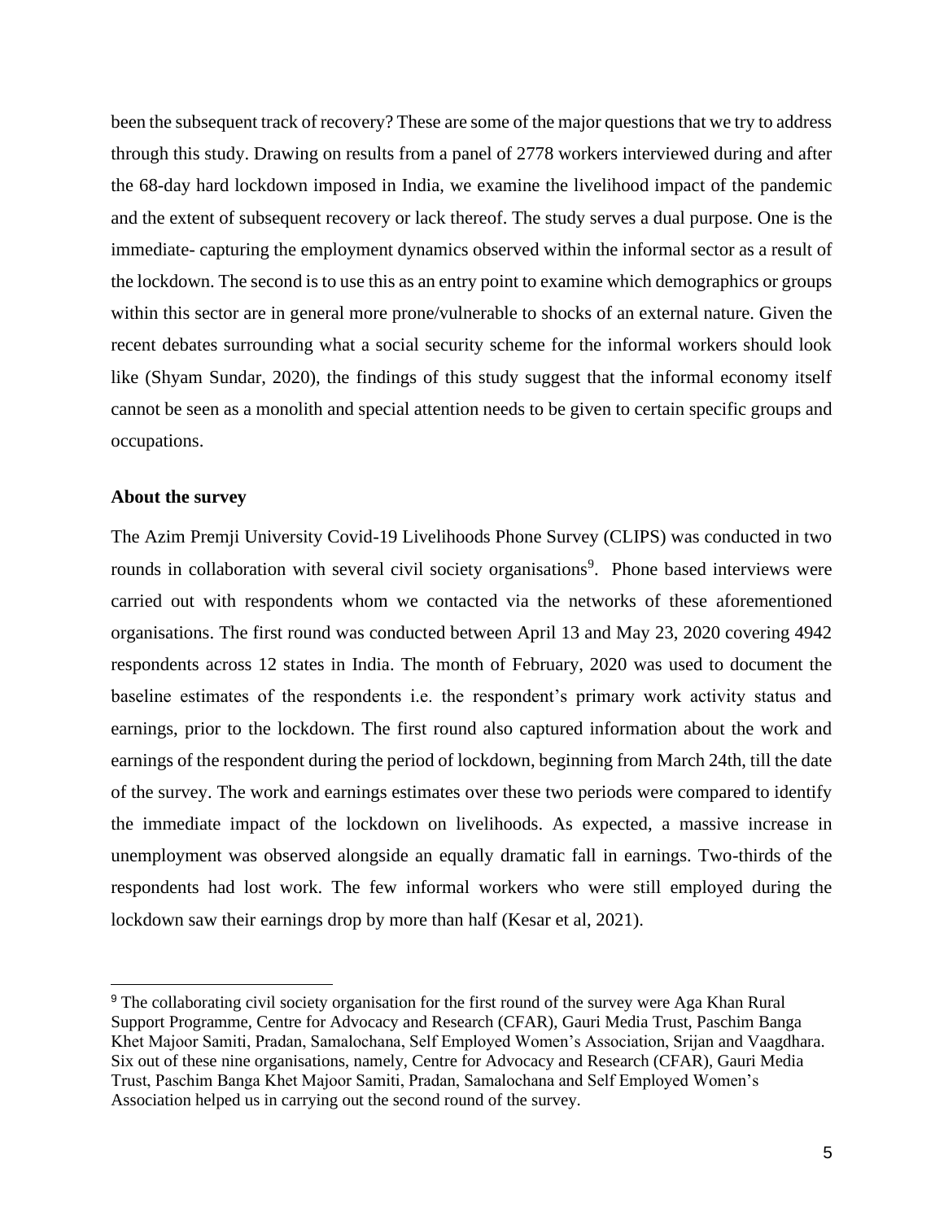been the subsequent track of recovery? These are some of the major questions that we try to address through this study. Drawing on results from a panel of 2778 workers interviewed during and after the 68-day hard lockdown imposed in India, we examine the livelihood impact of the pandemic and the extent of subsequent recovery or lack thereof. The study serves a dual purpose. One is the immediate- capturing the employment dynamics observed within the informal sector as a result of the lockdown. The second is to use this as an entry point to examine which demographics or groups within this sector are in general more prone/vulnerable to shocks of an external nature. Given the recent debates surrounding what a social security scheme for the informal workers should look like (Shyam Sundar, 2020), the findings of this study suggest that the informal economy itself cannot be seen as a monolith and special attention needs to be given to certain specific groups and occupations.

**About the survey**

The Azim Premji University Covid-19 Livelihoods Phone Survey (CLIPS) was conducted in two rounds in collaboration with several civil society organisations[9]. Phone based interviews were carried out with respondents whom we contacted via the networks of these aforementioned organisations. The first round was conducted between April 13 and May 23, 2020 covering 4942 respondents across 12 states in India. The month of February, 2020 was used to document the baseline estimates of the respondents i.e. the respondent's primary work activity status and earnings, prior to the lockdown. The first round also captured information about the work and earnings of the respondent during the period of lockdown, beginning from March 24th, till the date of the survey. The work and earnings estimates over these two periods were compared to identify the immediate impact of the lockdown on livelihoods. As expected, a massive increase in unemployment was observed alongside an equally dramatic fall in earnings. Two-thirds of the respondents had lost work. The few informal workers who were still employed during the lockdown saw their earnings drop by more than half (Kesar et al, 2021).

[9] The collaborating civil society organisation for the first round of the survey were Aga Khan Rural Support Programme, Centre for Advocacy and Research (CFAR), Gauri Media Trust, Paschim Banga Khet Majoor Samiti, Pradan, Samalochana, Self Employed Women's Association, Srijan and Vaagdhara. Six out of these nine organisations, namely, Centre for Advocacy and Research (CFAR), Gauri Media Trust, Paschim Banga Khet Majoor Samiti, Pradan, Samalochana and Self Employed Women's Association helped us in carrying out the second round of the survey.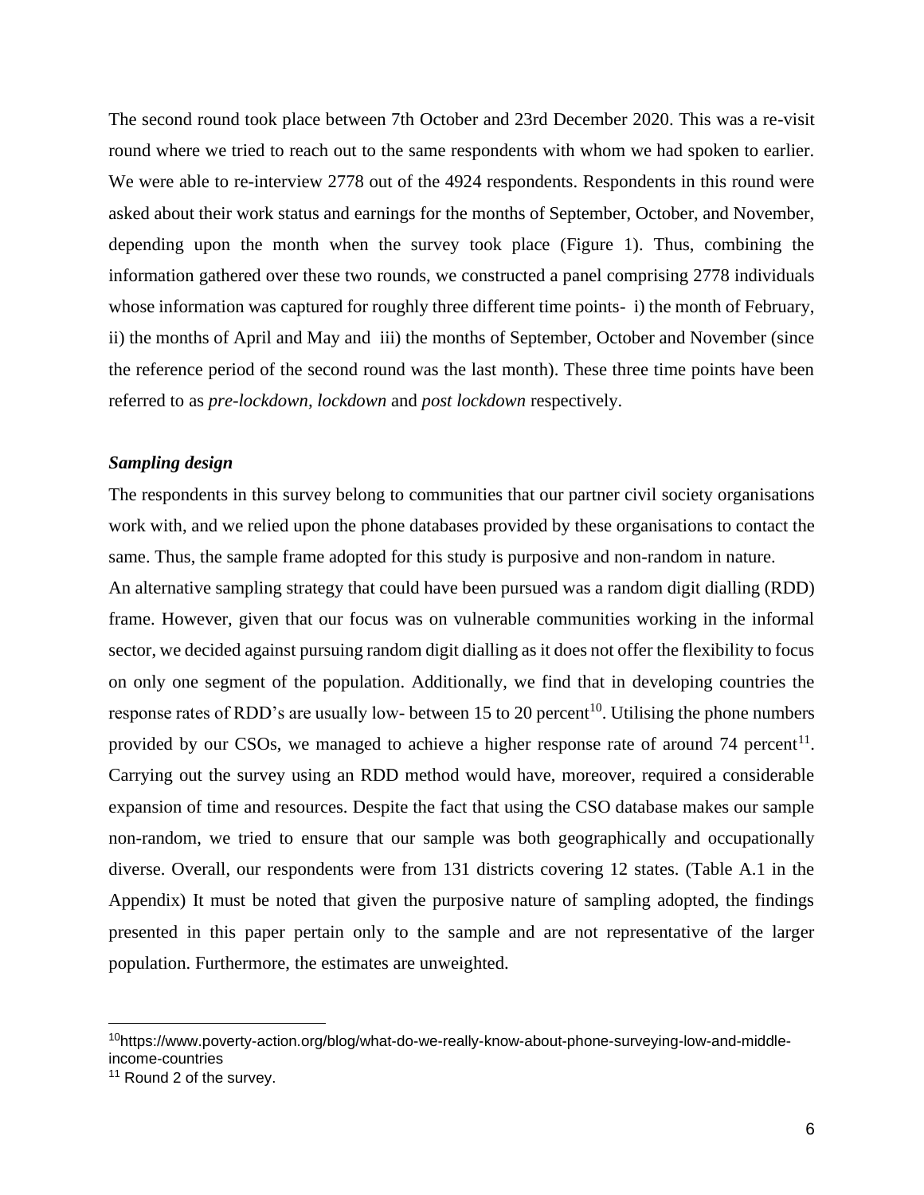The second round took place between 7th October and 23rd December 2020. This was a re-visit round where we tried to reach out to the same respondents with whom we had spoken to earlier. We were able to re-interview 2778 out of the 4924 respondents. Respondents in this round were asked about their work status and earnings for the months of September, October, and November, depending upon the month when the survey took place (Figure 1). Thus, combining the information gathered over these two rounds, we constructed a panel comprising 2778 individuals whose information was captured for roughly three different time points- i) the month of February, ii) the months of April and May and iii) the months of September, October and November (since the reference period of the second round was the last month). These three time points have been referred to as *pre-lockdown, lockdown* and *post lockdown* respectively.

***Sampling design***

The respondents in this survey belong to communities that our partner civil society organisations work with, and we relied upon the phone databases provided by these organisations to contact the same. Thus, the sample frame adopted for this study is purposive and non-random in nature.

An alternative sampling strategy that could have been pursued was a random digit dialling (RDD) frame. However, given that our focus was on vulnerable communities working in the informal sector, we decided against pursuing random digit dialling as it does not offer the flexibility to focus on only one segment of the population. Additionally, we find that in developing countries the response rates of RDD's are usually low- between 15 to 20 percent[10]. Utilising the phone numbers provided by our CSOs, we managed to achieve a higher response rate of around 74 percent[11]. Carrying out the survey using an RDD method would have, moreover, required a considerable expansion of time and resources. Despite the fact that using the CSO database makes our sample non-random, we tried to ensure that our sample was both geographically and occupationally diverse. Overall, our respondents were from 131 districts covering 12 states. (Table A.1 in the Appendix) It must be noted that given the purposive nature of sampling adopted, the findings presented in this paper pertain only to the sample and are not representative of the larger population. Furthermore, the estimates are unweighted.

---

[10] https://www.poverty-action.org/blog/what-do-we-really-know-about-phone-surveying-low-and-middle-income-countries

[11] Round 2 of the survey.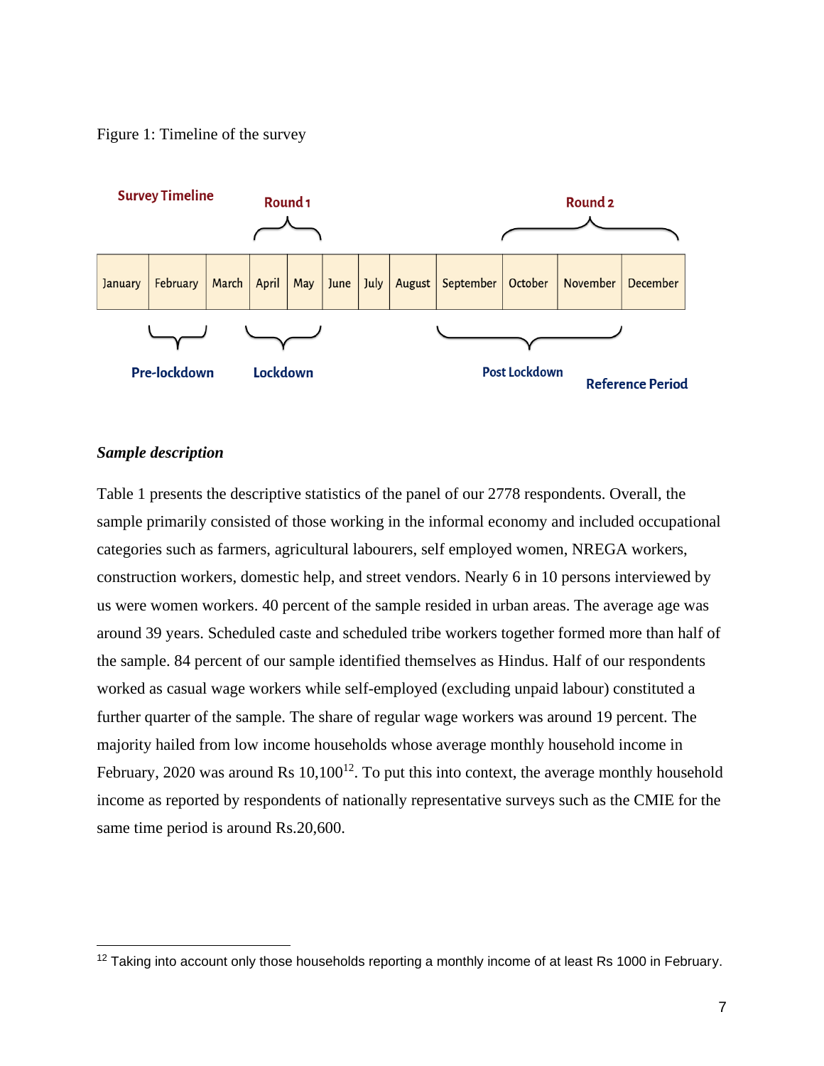Figure 1: Timeline of the survey

| Survey Timeline | | | Round 1 | | | | | | Round 2 | | |
|---|---|---|---|---|---|---|---|---|---|---|---|
| January | February | March | April | May | June | July | August | September | October | November | December |
| | Pre-lockdown | | Lockdown | | | | | Post Lockdown | | Reference Period | |

### *Sample description*

Table 1 presents the descriptive statistics of the panel of our 2778 respondents. Overall, the sample primarily consisted of those working in the informal economy and included occupational categories such as farmers, agricultural labourers, self employed women, NREGA workers, construction workers, domestic help, and street vendors. Nearly 6 in 10 persons interviewed by us were women workers. 40 percent of the sample resided in urban areas. The average age was around 39 years. Scheduled caste and scheduled tribe workers together formed more than half of the sample. 84 percent of our sample identified themselves as Hindus. Half of our respondents worked as casual wage workers while self-employed (excluding unpaid labour) constituted a further quarter of the sample. The share of regular wage workers was around 19 percent. The majority hailed from low income households whose average monthly household income in February, 2020 was around Rs 10,100[12]. To put this into context, the average monthly household income as reported by respondents of nationally representative surveys such as the CMIE for the same time period is around Rs.20,600.

[12] Taking into account only those households reporting a monthly income of at least Rs 1000 in February.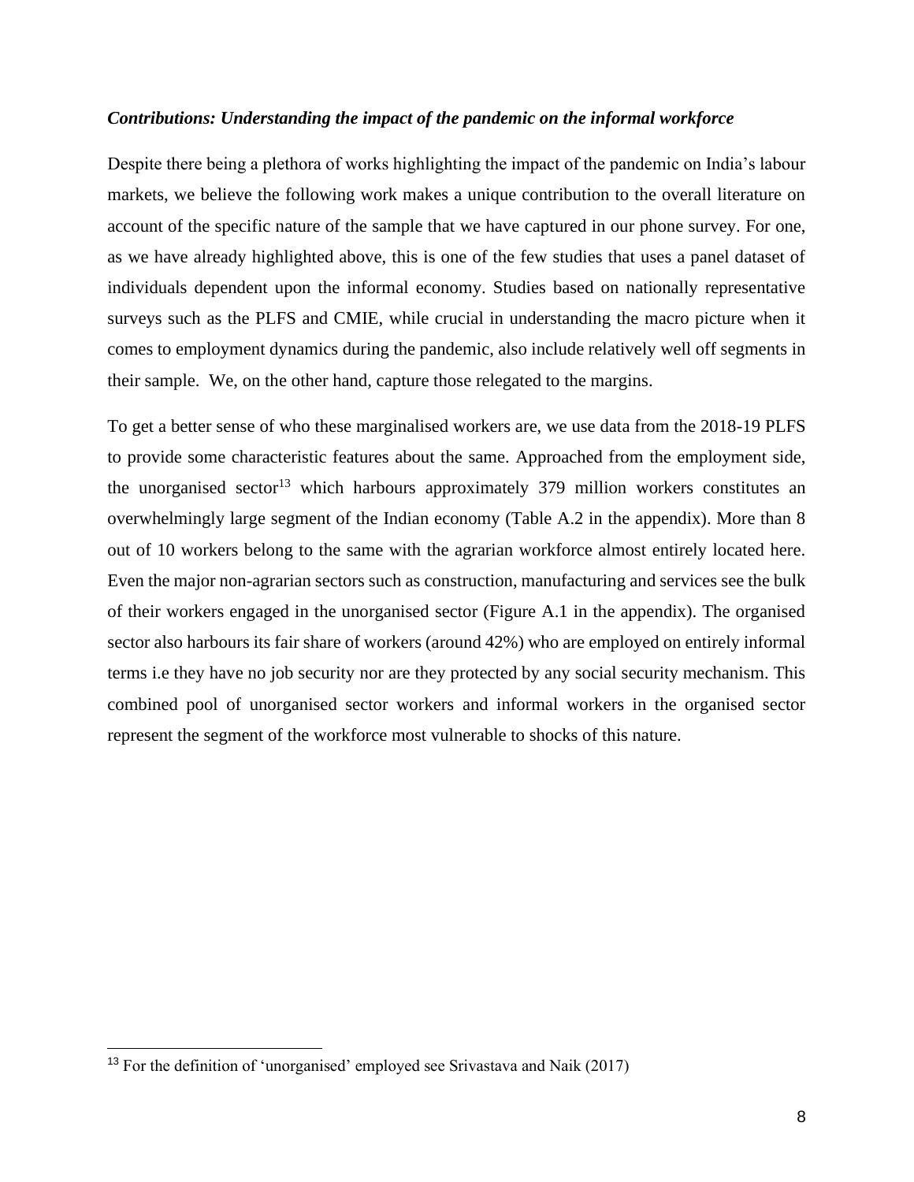*Contributions: Understanding the impact of the pandemic on the informal workforce*

Despite there being a plethora of works highlighting the impact of the pandemic on India's labour markets, we believe the following work makes a unique contribution to the overall literature on account of the specific nature of the sample that we have captured in our phone survey. For one, as we have already highlighted above, this is one of the few studies that uses a panel dataset of individuals dependent upon the informal economy. Studies based on nationally representative surveys such as the PLFS and CMIE, while crucial in understanding the macro picture when it comes to employment dynamics during the pandemic, also include relatively well off segments in their sample. We, on the other hand, capture those relegated to the margins.

To get a better sense of who these marginalised workers are, we use data from the 2018-19 PLFS to provide some characteristic features about the same. Approached from the employment side, the unorganised sector[13] which harbours approximately 379 million workers constitutes an overwhelmingly large segment of the Indian economy (Table A.2 in the appendix). More than 8 out of 10 workers belong to the same with the agrarian workforce almost entirely located here. Even the major non-agrarian sectors such as construction, manufacturing and services see the bulk of their workers engaged in the unorganised sector (Figure A.1 in the appendix). The organised sector also harbours its fair share of workers (around 42%) who are employed on entirely informal terms i.e they have no job security nor are they protected by any social security mechanism. This combined pool of unorganised sector workers and informal workers in the organised sector represent the segment of the workforce most vulnerable to shocks of this nature.

---

[13] For the definition of 'unorganised' employed see Srivastava and Naik (2017)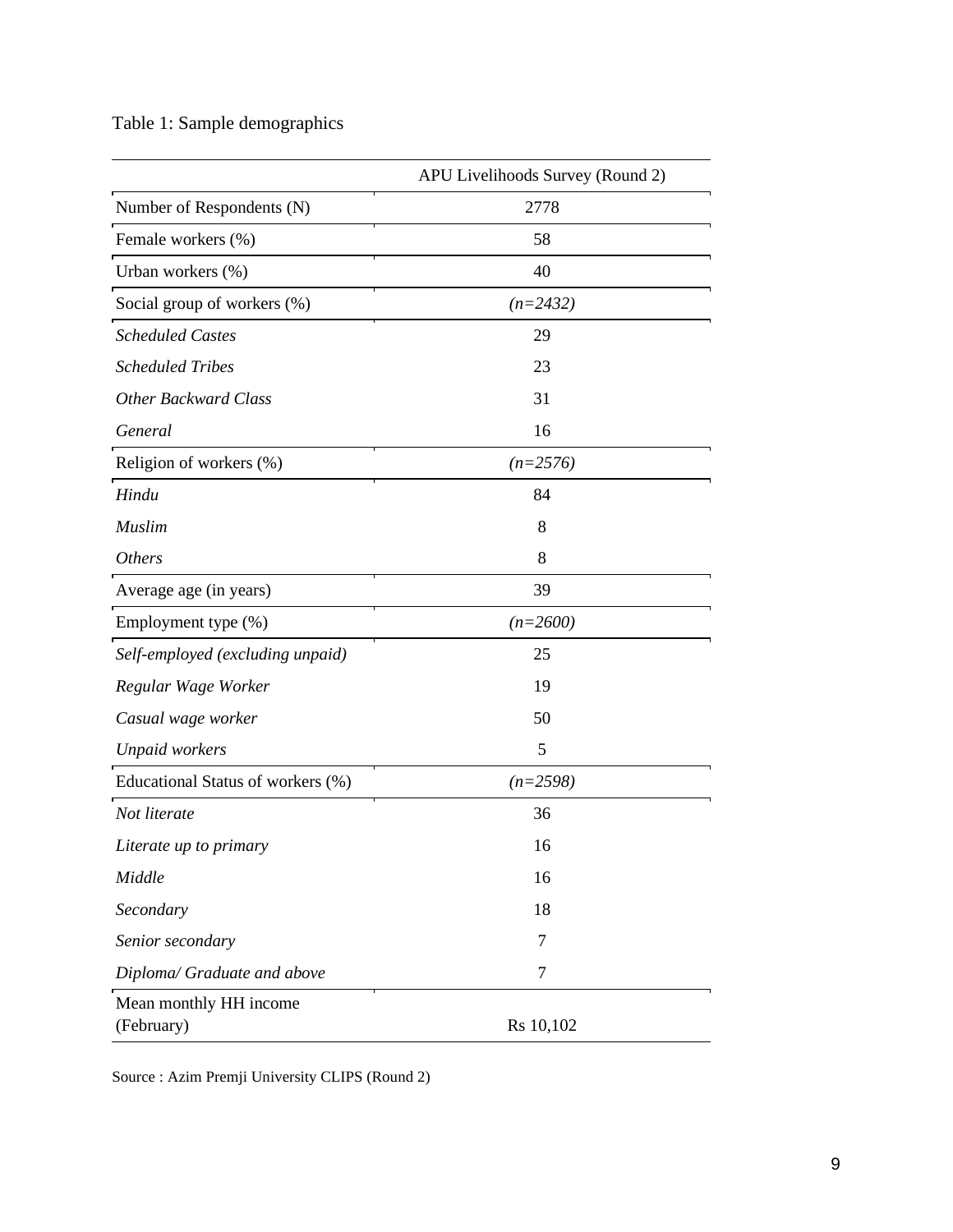Table 1: Sample demographics

| | APU Livelihoods Survey (Round 2) |
|---|---|
| Number of Respondents (N) | 2778 |
| Female workers (%) | 58 |
| Urban workers (%) | 40 |
| Social group of workers (%) | *(n=2432)* |
| *Scheduled Castes* | 29 |
| *Scheduled Tribes* | 23 |
| *Other Backward Class* | 31 |
| *General* | 16 |
| Religion of workers (%) | *(n=2576)* |
| *Hindu* | 84 |
| *Muslim* | 8 |
| *Others* | 8 |
| Average age (in years) | 39 |
| Employment type (%) | *(n=2600)* |
| *Self-employed (excluding unpaid)* | 25 |
| *Regular Wage Worker* | 19 |
| *Casual wage worker* | 50 |
| *Unpaid workers* | 5 |
| Educational Status of workers (%) | *(n=2598)* |
| *Not literate* | 36 |
| *Literate up to primary* | 16 |
| *Middle* | 16 |
| *Secondary* | 18 |
| *Senior secondary* | 7 |
| *Diploma/ Graduate and above* | 7 |
| Mean monthly HH income (February) | Rs 10,102 |

Source : Azim Premji University CLIPS (Round 2)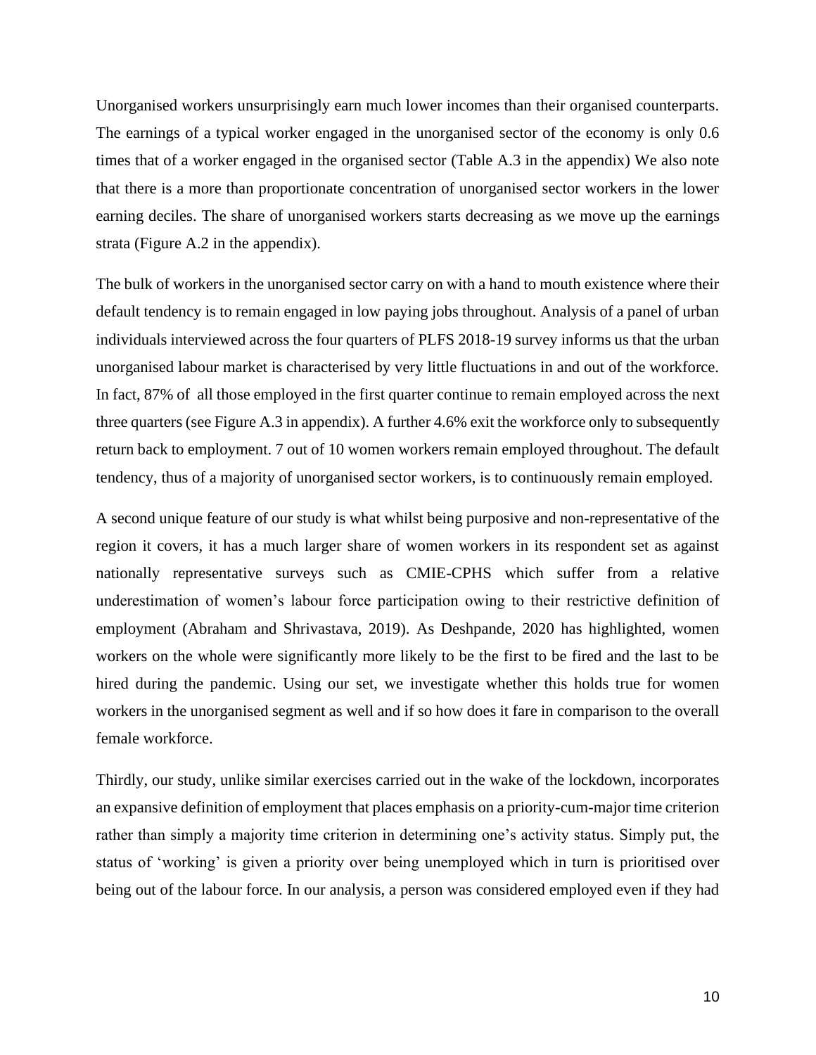Unorganised workers unsurprisingly earn much lower incomes than their organised counterparts. The earnings of a typical worker engaged in the unorganised sector of the economy is only 0.6 times that of a worker engaged in the organised sector (Table A.3 in the appendix) We also note that there is a more than proportionate concentration of unorganised sector workers in the lower earning deciles. The share of unorganised workers starts decreasing as we move up the earnings strata (Figure A.2 in the appendix).

The bulk of workers in the unorganised sector carry on with a hand to mouth existence where their default tendency is to remain engaged in low paying jobs throughout. Analysis of a panel of urban individuals interviewed across the four quarters of PLFS 2018-19 survey informs us that the urban unorganised labour market is characterised by very little fluctuations in and out of the workforce. In fact, 87% of all those employed in the first quarter continue to remain employed across the next three quarters (see Figure A.3 in appendix). A further 4.6% exit the workforce only to subsequently return back to employment. 7 out of 10 women workers remain employed throughout. The default tendency, thus of a majority of unorganised sector workers, is to continuously remain employed.

A second unique feature of our study is what whilst being purposive and non-representative of the region it covers, it has a much larger share of women workers in its respondent set as against nationally representative surveys such as CMIE-CPHS which suffer from a relative underestimation of women's labour force participation owing to their restrictive definition of employment (Abraham and Shrivastava, 2019). As Deshpande, 2020 has highlighted, women workers on the whole were significantly more likely to be the first to be fired and the last to be hired during the pandemic. Using our set, we investigate whether this holds true for women workers in the unorganised segment as well and if so how does it fare in comparison to the overall female workforce.

Thirdly, our study, unlike similar exercises carried out in the wake of the lockdown, incorporates an expansive definition of employment that places emphasis on a priority-cum-major time criterion rather than simply a majority time criterion in determining one's activity status. Simply put, the status of 'working' is given a priority over being unemployed which in turn is prioritised over being out of the labour force. In our analysis, a person was considered employed even if they had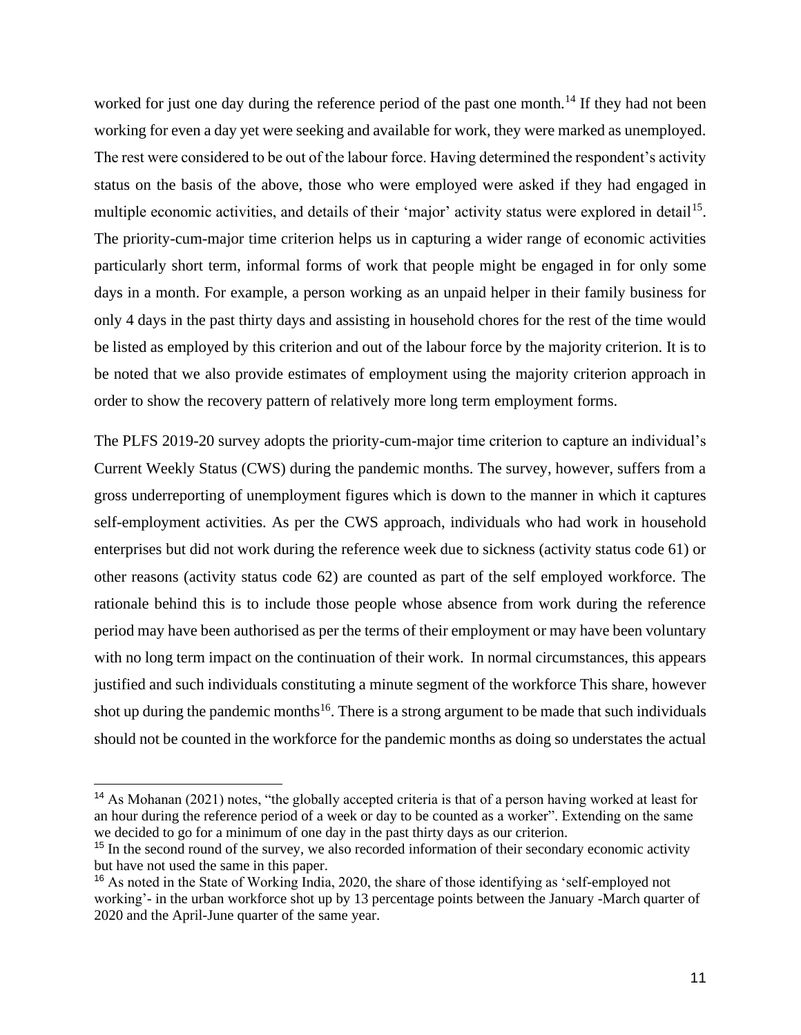worked for just one day during the reference period of the past one month.[14] If they had not been working for even a day yet were seeking and available for work, they were marked as unemployed. The rest were considered to be out of the labour force. Having determined the respondent's activity status on the basis of the above, those who were employed were asked if they had engaged in multiple economic activities, and details of their 'major' activity status were explored in detail[15]. The priority-cum-major time criterion helps us in capturing a wider range of economic activities particularly short term, informal forms of work that people might be engaged in for only some days in a month. For example, a person working as an unpaid helper in their family business for only 4 days in the past thirty days and assisting in household chores for the rest of the time would be listed as employed by this criterion and out of the labour force by the majority criterion. It is to be noted that we also provide estimates of employment using the majority criterion approach in order to show the recovery pattern of relatively more long term employment forms.

The PLFS 2019-20 survey adopts the priority-cum-major time criterion to capture an individual's Current Weekly Status (CWS) during the pandemic months. The survey, however, suffers from a gross underreporting of unemployment figures which is down to the manner in which it captures self-employment activities. As per the CWS approach, individuals who had work in household enterprises but did not work during the reference week due to sickness (activity status code 61) or other reasons (activity status code 62) are counted as part of the self employed workforce. The rationale behind this is to include those people whose absence from work during the reference period may have been authorised as per the terms of their employment or may have been voluntary with no long term impact on the continuation of their work. In normal circumstances, this appears justified and such individuals constituting a minute segment of the workforce This share, however shot up during the pandemic months[16]. There is a strong argument to be made that such individuals should not be counted in the workforce for the pandemic months as doing so understates the actual

---

[14] As Mohanan (2021) notes, "the globally accepted criteria is that of a person having worked at least for an hour during the reference period of a week or day to be counted as a worker". Extending on the same we decided to go for a minimum of one day in the past thirty days as our criterion.

[15] In the second round of the survey, we also recorded information of their secondary economic activity but have not used the same in this paper.

[16] As noted in the State of Working India, 2020, the share of those identifying as 'self-employed not working'- in the urban workforce shot up by 13 percentage points between the January -March quarter of 2020 and the April-June quarter of the same year.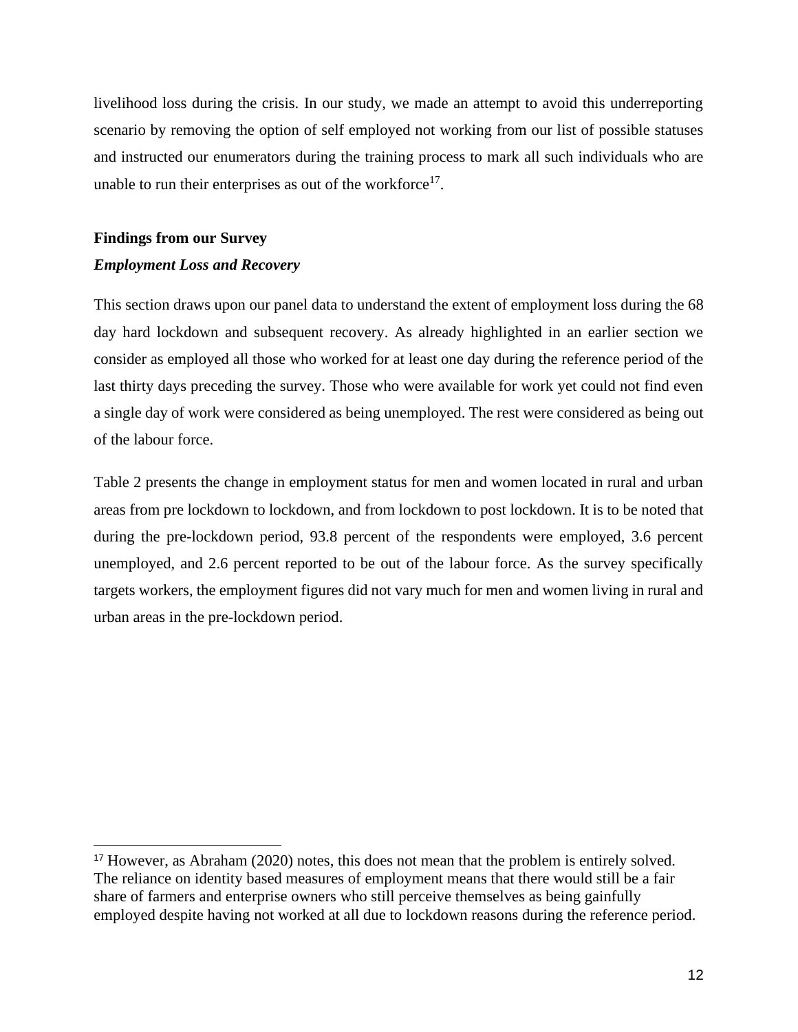livelihood loss during the crisis. In our study, we made an attempt to avoid this underreporting scenario by removing the option of self employed not working from our list of possible statuses and instructed our enumerators during the training process to mark all such individuals who are unable to run their enterprises as out of the workforce[17].

## Findings from our Survey

### *Employment Loss and Recovery*

This section draws upon our panel data to understand the extent of employment loss during the 68 day hard lockdown and subsequent recovery. As already highlighted in an earlier section we consider as employed all those who worked for at least one day during the reference period of the last thirty days preceding the survey. Those who were available for work yet could not find even a single day of work were considered as being unemployed. The rest were considered as being out of the labour force.

Table 2 presents the change in employment status for men and women located in rural and urban areas from pre lockdown to lockdown, and from lockdown to post lockdown. It is to be noted that during the pre-lockdown period, 93.8 percent of the respondents were employed, 3.6 percent unemployed, and 2.6 percent reported to be out of the labour force. As the survey specifically targets workers, the employment figures did not vary much for men and women living in rural and urban areas in the pre-lockdown period.

---

[17] However, as Abraham (2020) notes, this does not mean that the problem is entirely solved. The reliance on identity based measures of employment means that there would still be a fair share of farmers and enterprise owners who still perceive themselves as being gainfully employed despite having not worked at all due to lockdown reasons during the reference period.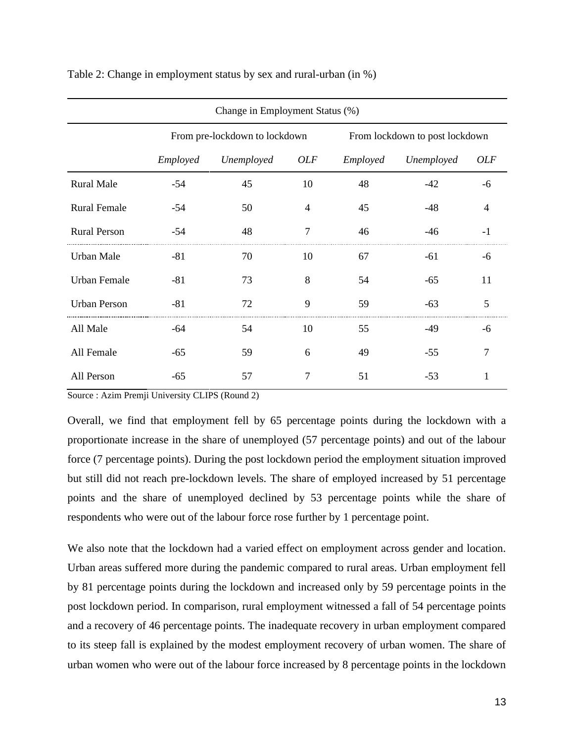Table 2: Change in employment status by sex and rural-urban (in %)

| Change in Employment Status (%) | | | | | | |
|---|---|---|---|---|---|---|
| | From pre-lockdown to lockdown | | | From lockdown to post lockdown | | |
| | *Employed* | *Unemployed* | *OLF* | *Employed* | *Unemployed* | *OLF* |
| Rural Male | -54 | 45 | 10 | 48 | -42 | -6 |
| Rural Female | -54 | 50 | 4 | 45 | -48 | 4 |
| Rural Person | -54 | 48 | 7 | 46 | -46 | -1 |
| Urban Male | -81 | 70 | 10 | 67 | -61 | -6 |
| Urban Female | -81 | 73 | 8 | 54 | -65 | 11 |
| Urban Person | -81 | 72 | 9 | 59 | -63 | 5 |
| All Male | -64 | 54 | 10 | 55 | -49 | -6 |
| All Female | -65 | 59 | 6 | 49 | -55 | 7 |
| All Person | -65 | 57 | 7 | 51 | -53 | 1 |

Source : Azim Premji University CLIPS (Round 2)

Overall, we find that employment fell by 65 percentage points during the lockdown with a proportionate increase in the share of unemployed (57 percentage points) and out of the labour force (7 percentage points). During the post lockdown period the employment situation improved but still did not reach pre-lockdown levels. The share of employed increased by 51 percentage points and the share of unemployed declined by 53 percentage points while the share of respondents who were out of the labour force rose further by 1 percentage point.

We also note that the lockdown had a varied effect on employment across gender and location. Urban areas suffered more during the pandemic compared to rural areas. Urban employment fell by 81 percentage points during the lockdown and increased only by 59 percentage points in the post lockdown period. In comparison, rural employment witnessed a fall of 54 percentage points and a recovery of 46 percentage points. The inadequate recovery in urban employment compared to its steep fall is explained by the modest employment recovery of urban women. The share of urban women who were out of the labour force increased by 8 percentage points in the lockdown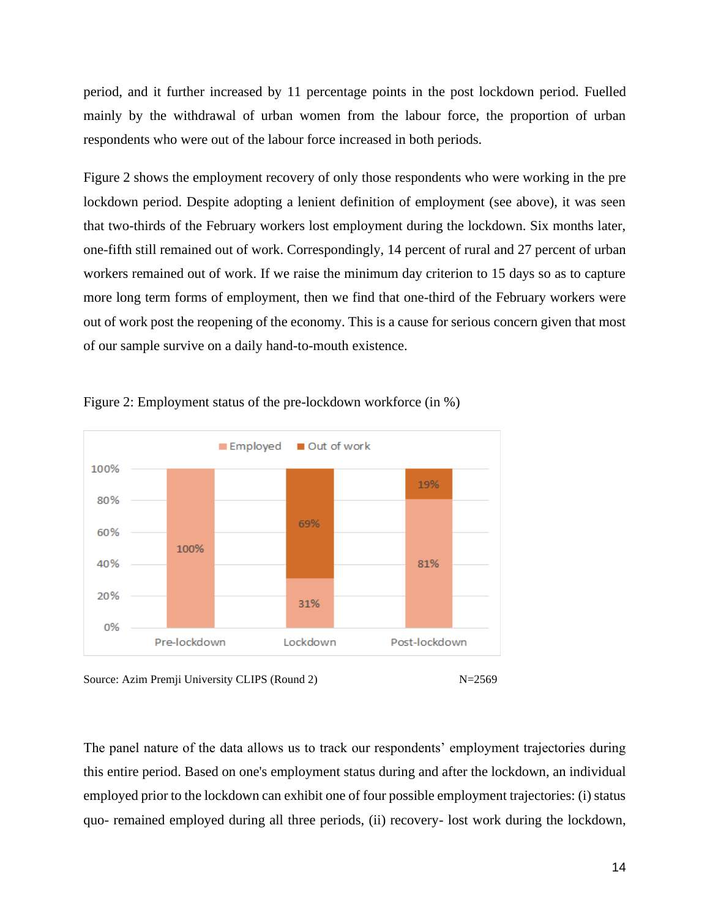period, and it further increased by 11 percentage points in the post lockdown period. Fuelled mainly by the withdrawal of urban women from the labour force, the proportion of urban respondents who were out of the labour force increased in both periods.

Figure 2 shows the employment recovery of only those respondents who were working in the pre lockdown period. Despite adopting a lenient definition of employment (see above), it was seen that two-thirds of the February workers lost employment during the lockdown. Six months later, one-fifth still remained out of work. Correspondingly, 14 percent of rural and 27 percent of urban workers remained out of work. If we raise the minimum day criterion to 15 days so as to capture more long term forms of employment, then we find that one-third of the February workers were out of work post the reopening of the economy. This is a cause for serious concern given that most of our sample survive on a daily hand-to-mouth existence.

Figure 2: Employment status of the pre-lockdown workforce (in %)

| | Pre-lockdown | Lockdown | Post-lockdown |
|---|---|---|---|
| Employed | 100% | 31% | 81% |
| Out of work | | 69% | 19% |

Source: Azim Premji University CLIPS (Round 2) N=2569

The panel nature of the data allows us to track our respondents' employment trajectories during this entire period. Based on one's employment status during and after the lockdown, an individual employed prior to the lockdown can exhibit one of four possible employment trajectories: (i) status quo- remained employed during all three periods, (ii) recovery- lost work during the lockdown,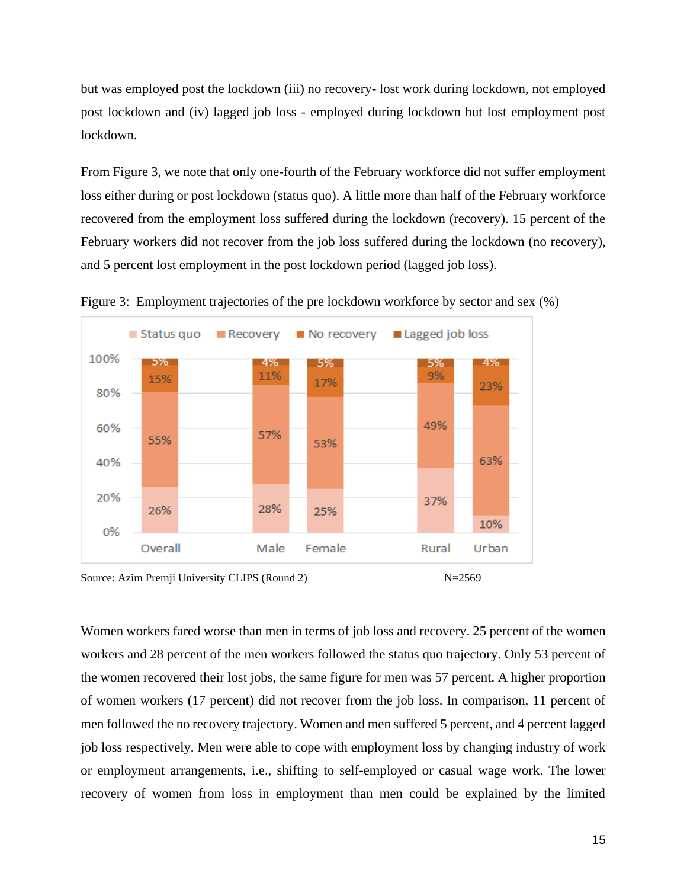but was employed post the lockdown (iii) no recovery- lost work during lockdown, not employed post lockdown and (iv) lagged job loss - employed during lockdown but lost employment post lockdown.

From Figure 3, we note that only one-fourth of the February workforce did not suffer employment loss either during or post lockdown (status quo). A little more than half of the February workforce recovered from the employment loss suffered during the lockdown (recovery). 15 percent of the February workers did not recover from the job loss suffered during the lockdown (no recovery), and 5 percent lost employment in the post lockdown period (lagged job loss).

Figure 3: Employment trajectories of the pre lockdown workforce by sector and sex (%)

| | Status quo | Recovery | No recovery | Lagged job loss |
|---|---|---|---|---|
| Overall | 26% | 55% | 15% | 5% |
| Male | 28% | 57% | 11% | 4% |
| Female | 25% | 53% | 17% | 5% |
| Rural | 37% | 49% | 9% | 5% |
| Urban | 10% | 63% | 23% | 4% |

Source: Azim Premji University CLIPS (Round 2) N=2569

Women workers fared worse than men in terms of job loss and recovery. 25 percent of the women workers and 28 percent of the men workers followed the status quo trajectory. Only 53 percent of the women recovered their lost jobs, the same figure for men was 57 percent. A higher proportion of women workers (17 percent) did not recover from the job loss. In comparison, 11 percent of men followed the no recovery trajectory. Women and men suffered 5 percent, and 4 percent lagged job loss respectively. Men were able to cope with employment loss by changing industry of work or employment arrangements, i.e., shifting to self-employed or casual wage work. The lower recovery of women from loss in employment than men could be explained by the limited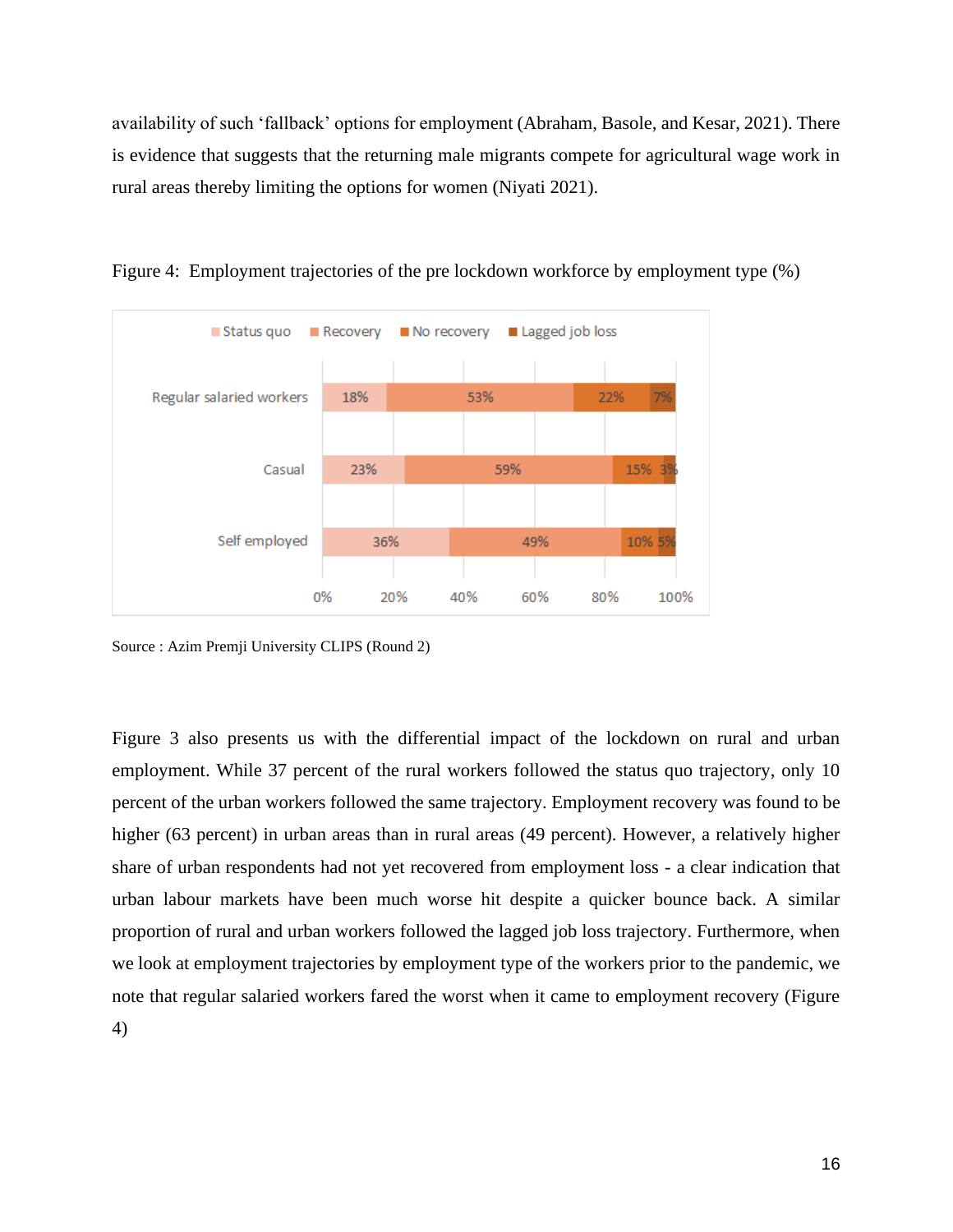availability of such 'fallback' options for employment (Abraham, Basole, and Kesar, 2021). There is evidence that suggests that the returning male migrants compete for agricultural wage work in rural areas thereby limiting the options for women (Niyati 2021).

Figure 4: Employment trajectories of the pre lockdown workforce by employment type (%)

| | Status quo | Recovery | No recovery | Lagged job loss |
|---|---|---|---|---|
| Regular salaried workers | 18% | 53% | 22% | 7% |
| Casual | 23% | 59% | 15% | 3% |
| Self employed | 36% | 49% | 10% | 5% |

Source : Azim Premji University CLIPS (Round 2)

Figure 3 also presents us with the differential impact of the lockdown on rural and urban employment. While 37 percent of the rural workers followed the status quo trajectory, only 10 percent of the urban workers followed the same trajectory. Employment recovery was found to be higher (63 percent) in urban areas than in rural areas (49 percent). However, a relatively higher share of urban respondents had not yet recovered from employment loss - a clear indication that urban labour markets have been much worse hit despite a quicker bounce back. A similar proportion of rural and urban workers followed the lagged job loss trajectory. Furthermore, when we look at employment trajectories by employment type of the workers prior to the pandemic, we note that regular salaried workers fared the worst when it came to employment recovery (Figure 4)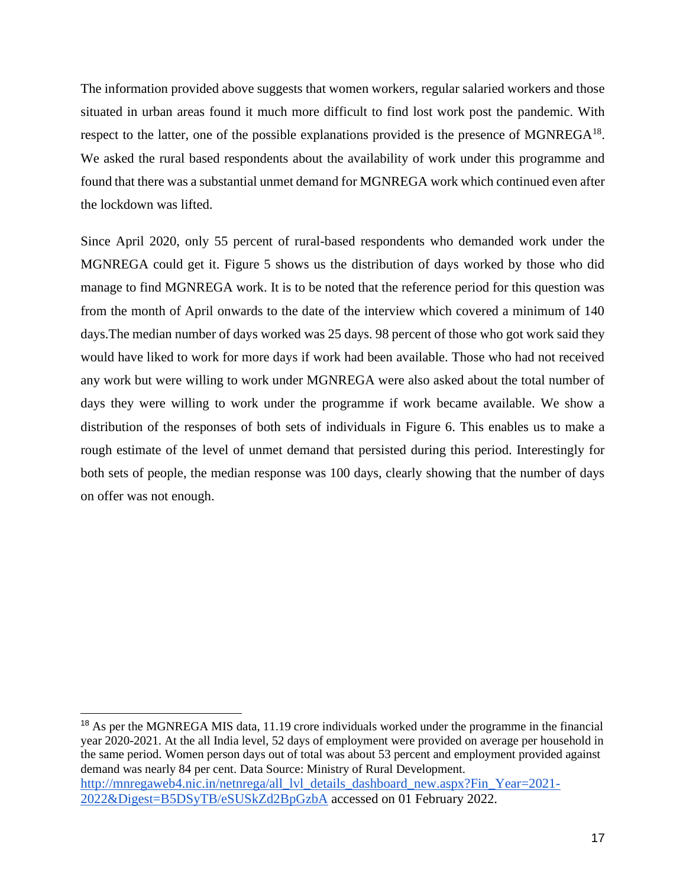The information provided above suggests that women workers, regular salaried workers and those situated in urban areas found it much more difficult to find lost work post the pandemic. With respect to the latter, one of the possible explanations provided is the presence of MGNREGA[18]. We asked the rural based respondents about the availability of work under this programme and found that there was a substantial unmet demand for MGNREGA work which continued even after the lockdown was lifted.

Since April 2020, only 55 percent of rural-based respondents who demanded work under the MGNREGA could get it. Figure 5 shows us the distribution of days worked by those who did manage to find MGNREGA work. It is to be noted that the reference period for this question was from the month of April onwards to the date of the interview which covered a minimum of 140 days.The median number of days worked was 25 days. 98 percent of those who got work said they would have liked to work for more days if work had been available. Those who had not received any work but were willing to work under MGNREGA were also asked about the total number of days they were willing to work under the programme if work became available. We show a distribution of the responses of both sets of individuals in Figure 6. This enables us to make a rough estimate of the level of unmet demand that persisted during this period. Interestingly for both sets of people, the median response was 100 days, clearly showing that the number of days on offer was not enough.

[18] As per the MGNREGA MIS data, 11.19 crore individuals worked under the programme in the financial year 2020-2021. At the all India level, 52 days of employment were provided on average per household in the same period. Women person days out of total was about 53 percent and employment provided against demand was nearly 84 per cent. Data Source: Ministry of Rural Development. [http://mnregaweb4.nic.in/netnrega/all_lvl_details_dashboard_new.aspx?Fin_Year=2021-2022&Digest=B5DSyTB/eSUSkZd2BpGzbA](http://mnregaweb4.nic.in/netnrega/all_lvl_details_dashboard_new.aspx?Fin_Year=2021-2022&Digest=B5DSyTB/eSUSkZd2BpGzbA) accessed on 01 February 2022.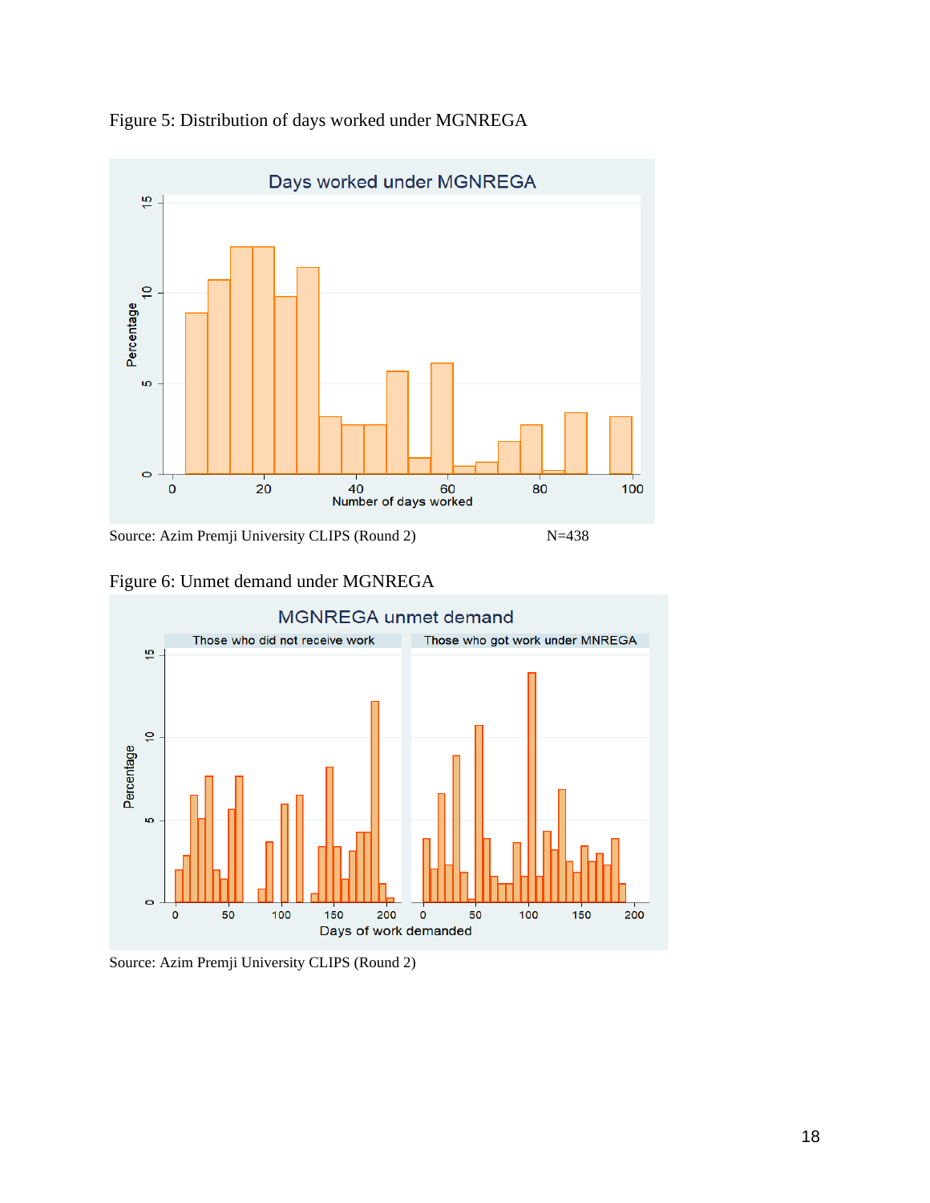Figure 5: Distribution of days worked under MGNREGA

Source: Azim Premji University CLIPS (Round 2) N=438

Figure 6: Unmet demand under MGNREGA

Source: Azim Premji University CLIPS (Round 2)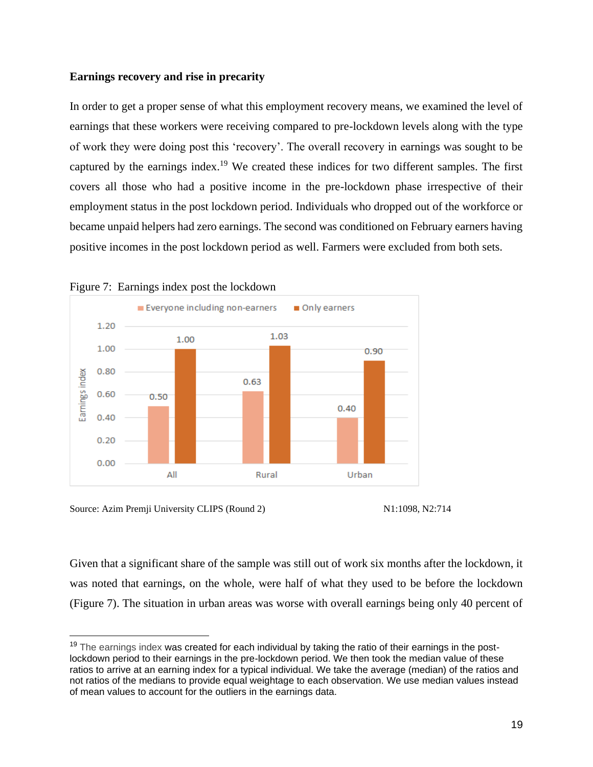**Earnings recovery and rise in precarity**

In order to get a proper sense of what this employment recovery means, we examined the level of earnings that these workers were receiving compared to pre-lockdown levels along with the type of work they were doing post this 'recovery'. The overall recovery in earnings was sought to be captured by the earnings index.[19] We created these indices for two different samples. The first covers all those who had a positive income in the pre-lockdown phase irrespective of their employment status in the post lockdown period. Individuals who dropped out of the workforce or became unpaid helpers had zero earnings. The second was conditioned on February earners having positive incomes in the post lockdown period as well. Farmers were excluded from both sets.

Figure 7: Earnings index post the lockdown

| | Everyone including non-earners | Only earners |
|---|---|---|
| All | 0.50 | 1.00 |
| Rural | 0.63 | 1.03 |
| Urban | 0.40 | 0.90 |

Source: Azim Premji University CLIPS (Round 2) N1:1098, N2:714

Given that a significant share of the sample was still out of work six months after the lockdown, it was noted that earnings, on the whole, were half of what they used to be before the lockdown (Figure 7). The situation in urban areas was worse with overall earnings being only 40 percent of

[19] The earnings index was created for each individual by taking the ratio of their earnings in the post-lockdown period to their earnings in the pre-lockdown period. We then took the median value of these ratios to arrive at an earning index for a typical individual. We take the average (median) of the ratios and not ratios of the medians to provide equal weightage to each observation. We use median values instead of mean values to account for the outliers in the earnings data.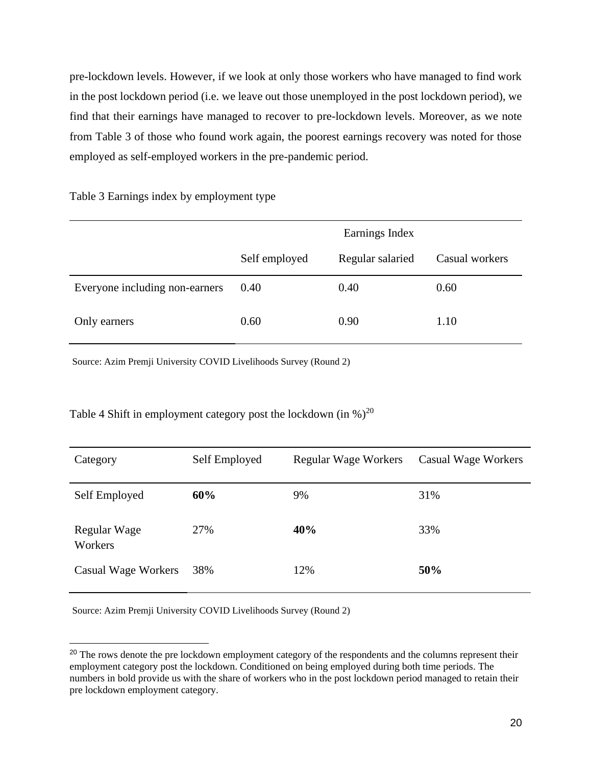pre-lockdown levels. However, if we look at only those workers who have managed to find work in the post lockdown period (i.e. we leave out those unemployed in the post lockdown period), we find that their earnings have managed to recover to pre-lockdown levels. Moreover, as we note from Table 3 of those who found work again, the poorest earnings recovery was noted for those employed as self-employed workers in the pre-pandemic period.

Table 3 Earnings index by employment type

| | Earnings Index | | |
|---|---|---|---|
| | Self employed | Regular salaried | Casual workers |
| Everyone including non-earners | 0.40 | 0.40 | 0.60 |
| Only earners | 0.60 | 0.90 | 1.10 |

Source: Azim Premji University COVID Livelihoods Survey (Round 2)

Table 4 Shift in employment category post the lockdown (in %)[20]

| Category | Self Employed | Regular Wage Workers | Casual Wage Workers |
|---|---|---|---|
| Self Employed | **60%** | 9% | 31% |
| Regular Wage Workers | 27% | **40%** | 33% |
| Casual Wage Workers | 38% | 12% | **50%** |

Source: Azim Premji University COVID Livelihoods Survey (Round 2)

[20] The rows denote the pre lockdown employment category of the respondents and the columns represent their employment category post the lockdown. Conditioned on being employed during both time periods. The numbers in bold provide us with the share of workers who in the post lockdown period managed to retain their pre lockdown employment category.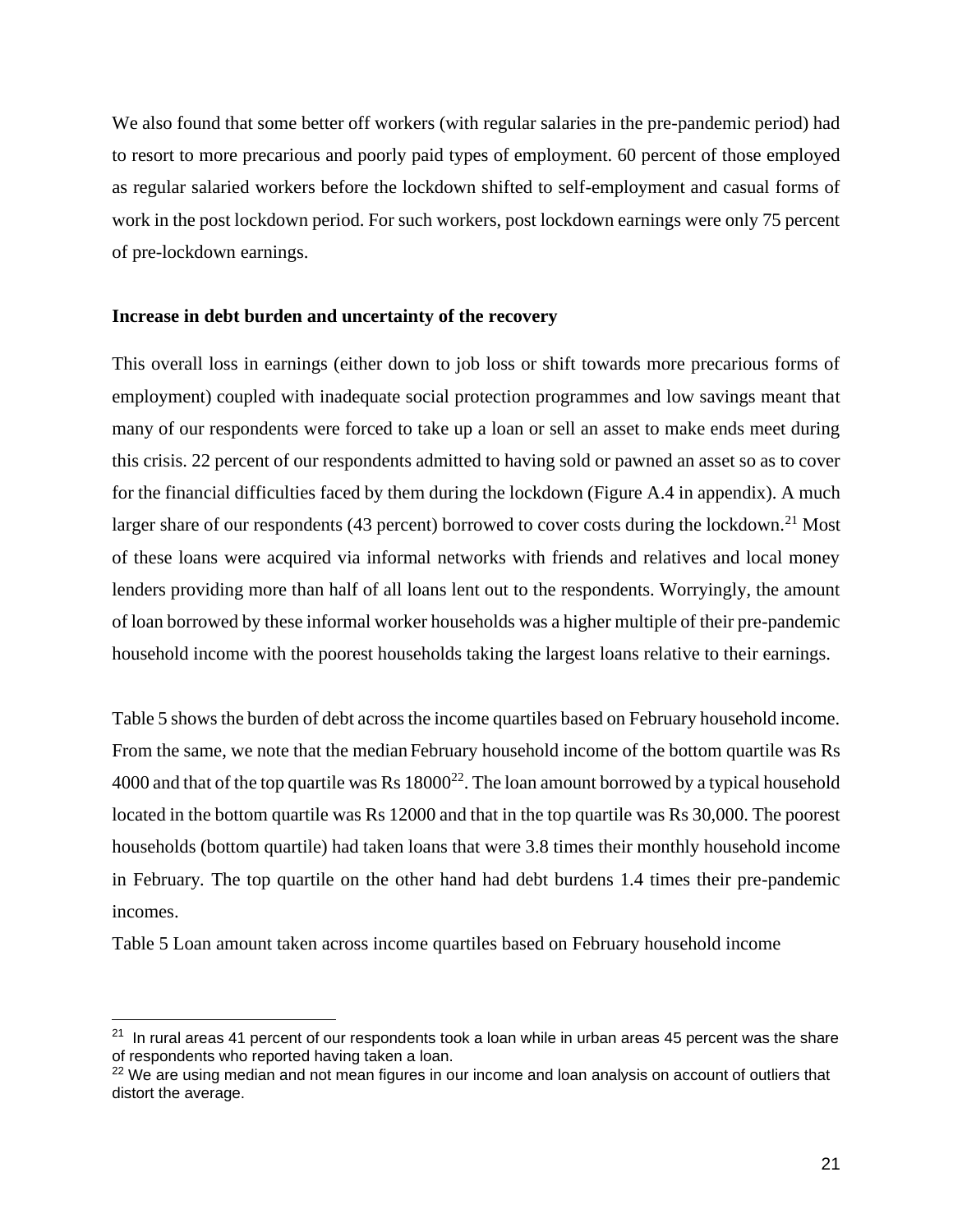We also found that some better off workers (with regular salaries in the pre-pandemic period) had to resort to more precarious and poorly paid types of employment. 60 percent of those employed as regular salaried workers before the lockdown shifted to self-employment and casual forms of work in the post lockdown period. For such workers, post lockdown earnings were only 75 percent of pre-lockdown earnings.

**Increase in debt burden and uncertainty of the recovery**

This overall loss in earnings (either down to job loss or shift towards more precarious forms of employment) coupled with inadequate social protection programmes and low savings meant that many of our respondents were forced to take up a loan or sell an asset to make ends meet during this crisis. 22 percent of our respondents admitted to having sold or pawned an asset so as to cover for the financial difficulties faced by them during the lockdown (Figure A.4 in appendix). A much larger share of our respondents (43 percent) borrowed to cover costs during the lockdown.[21] Most of these loans were acquired via informal networks with friends and relatives and local money lenders providing more than half of all loans lent out to the respondents. Worryingly, the amount of loan borrowed by these informal worker households was a higher multiple of their pre-pandemic household income with the poorest households taking the largest loans relative to their earnings.

Table 5 shows the burden of debt across the income quartiles based on February household income. From the same, we note that the median February household income of the bottom quartile was Rs 4000 and that of the top quartile was Rs 18000[22]. The loan amount borrowed by a typical household located in the bottom quartile was Rs 12000 and that in the top quartile was Rs 30,000. The poorest households (bottom quartile) had taken loans that were 3.8 times their monthly household income in February. The top quartile on the other hand had debt burdens 1.4 times their pre-pandemic incomes.

Table 5 Loan amount taken across income quartiles based on February household income

[21] In rural areas 41 percent of our respondents took a loan while in urban areas 45 percent was the share of respondents who reported having taken a loan.

[22] We are using median and not mean figures in our income and loan analysis on account of outliers that distort the average.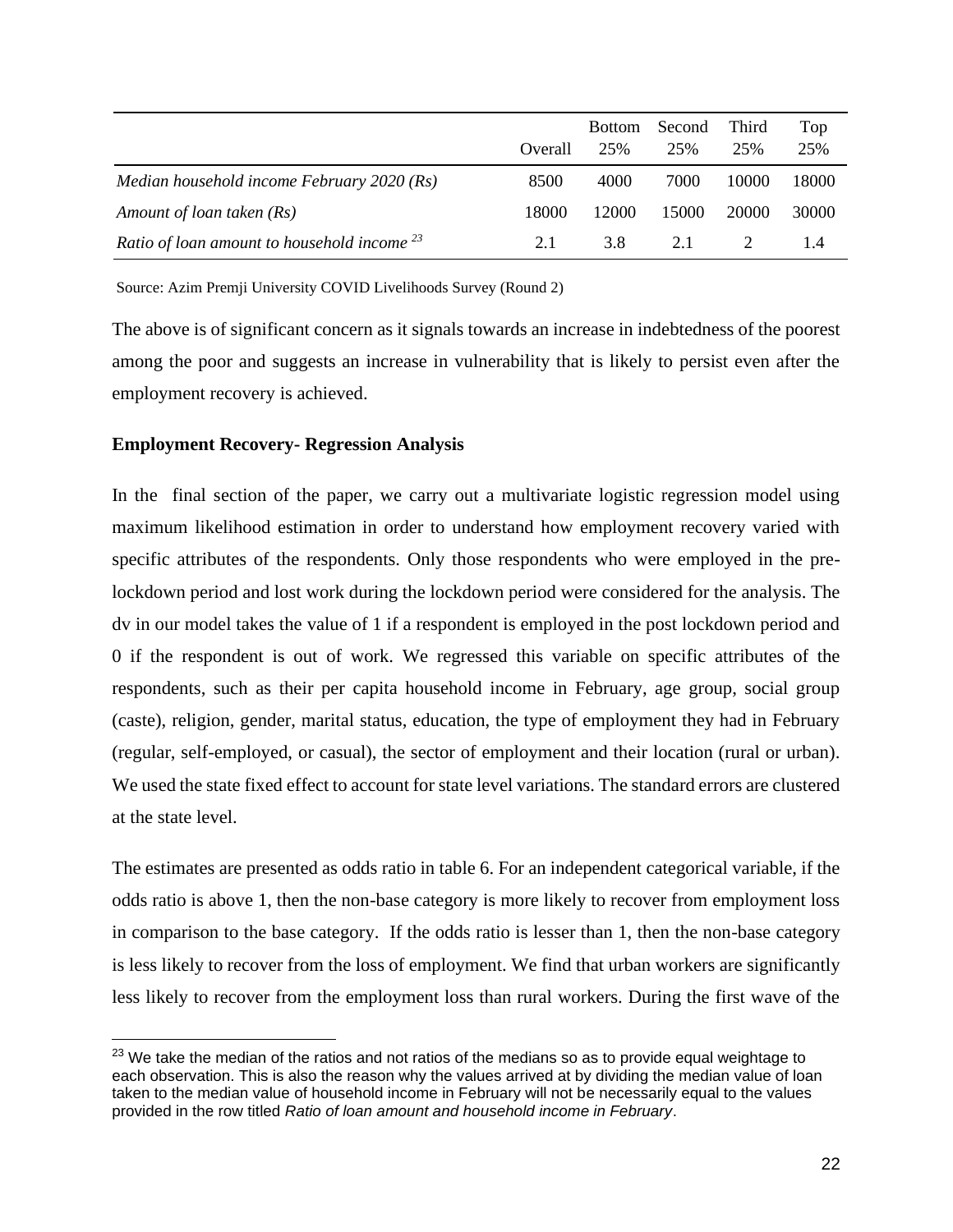| | Overall | Bottom 25% | Second 25% | Third 25% | Top 25% |
|---|---|---|---|---|---|
| *Median household income February 2020 (Rs)* | 8500 | 4000 | 7000 | 10000 | 18000 |
| *Amount of loan taken (Rs)* | 18000 | 12000 | 15000 | 20000 | 30000 |
| *Ratio of loan amount to household income* [23] | 2.1 | 3.8 | 2.1 | 2 | 1.4 |

Source: Azim Premji University COVID Livelihoods Survey (Round 2)

The above is of significant concern as it signals towards an increase in indebtedness of the poorest among the poor and suggests an increase in vulnerability that is likely to persist even after the employment recovery is achieved.

**Employment Recovery- Regression Analysis**

In the final section of the paper, we carry out a multivariate logistic regression model using maximum likelihood estimation in order to understand how employment recovery varied with specific attributes of the respondents. Only those respondents who were employed in the pre-lockdown period and lost work during the lockdown period were considered for the analysis. The dv in our model takes the value of 1 if a respondent is employed in the post lockdown period and 0 if the respondent is out of work. We regressed this variable on specific attributes of the respondents, such as their per capita household income in February, age group, social group (caste), religion, gender, marital status, education, the type of employment they had in February (regular, self-employed, or casual), the sector of employment and their location (rural or urban). We used the state fixed effect to account for state level variations. The standard errors are clustered at the state level.

The estimates are presented as odds ratio in table 6. For an independent categorical variable, if the odds ratio is above 1, then the non-base category is more likely to recover from employment loss in comparison to the base category. If the odds ratio is lesser than 1, then the non-base category is less likely to recover from the loss of employment. We find that urban workers are significantly less likely to recover from the employment loss than rural workers. During the first wave of the

[23] We take the median of the ratios and not ratios of the medians so as to provide equal weightage to each observation. This is also the reason why the values arrived at by dividing the median value of loan taken to the median value of household income in February will not be necessarily equal to the values provided in the row titled *Ratio of loan amount and household income in February*.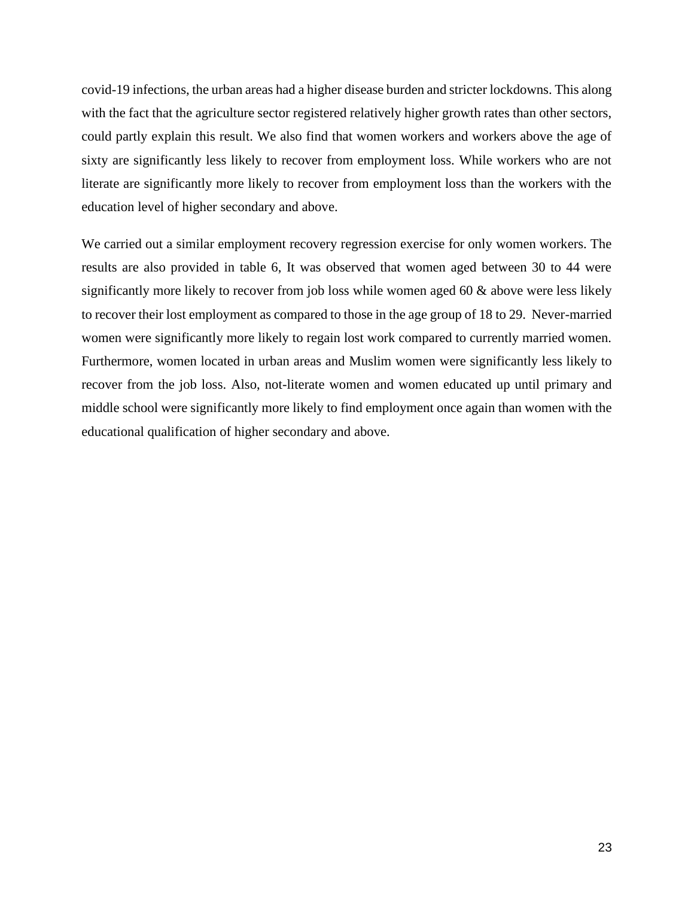covid-19 infections, the urban areas had a higher disease burden and stricter lockdowns. This along with the fact that the agriculture sector registered relatively higher growth rates than other sectors, could partly explain this result. We also find that women workers and workers above the age of sixty are significantly less likely to recover from employment loss. While workers who are not literate are significantly more likely to recover from employment loss than the workers with the education level of higher secondary and above.

We carried out a similar employment recovery regression exercise for only women workers. The results are also provided in table 6, It was observed that women aged between 30 to 44 were significantly more likely to recover from job loss while women aged 60 & above were less likely to recover their lost employment as compared to those in the age group of 18 to 29. Never-married women were significantly more likely to regain lost work compared to currently married women. Furthermore, women located in urban areas and Muslim women were significantly less likely to recover from the job loss. Also, not-literate women and women educated up until primary and middle school were significantly more likely to find employment once again than women with the educational qualification of higher secondary and above.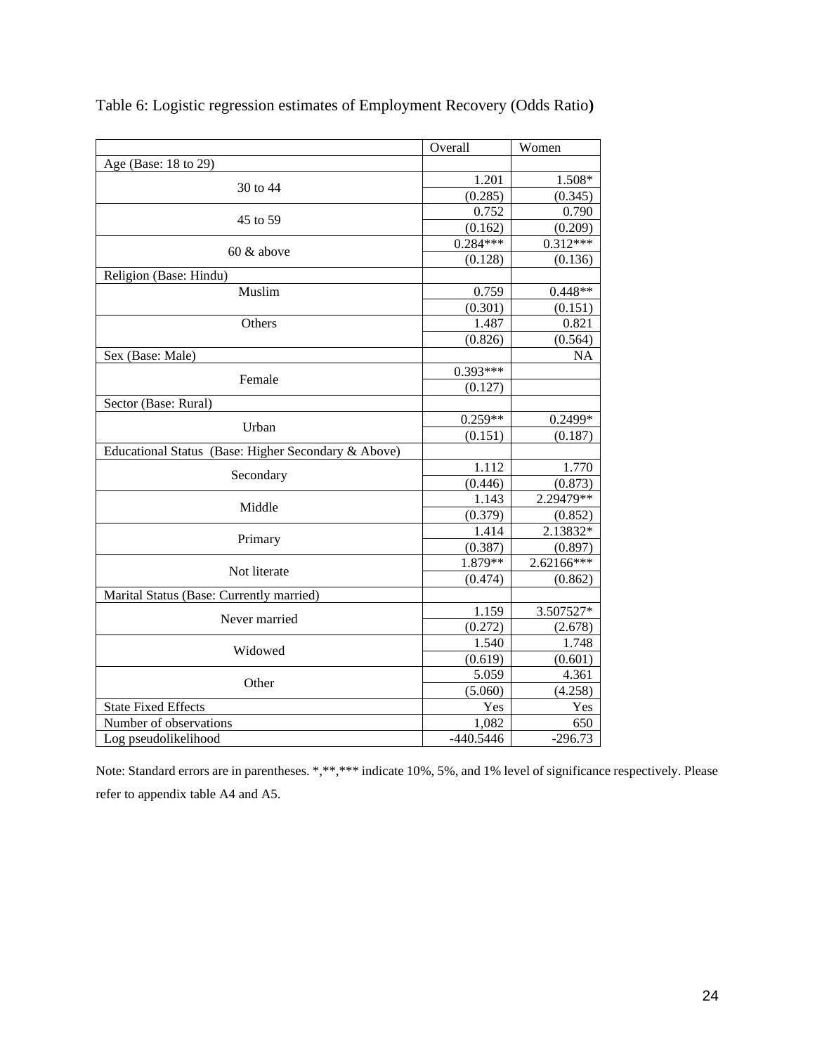Table 6: Logistic regression estimates of Employment Recovery (Odds Ratio**)**

| | Overall | Women |
|---|---|---|
| Age (Base: 18 to 29) | | |
| 30 to 44 | 1.201 | 1.508* |
| | (0.285) | (0.345) |
| 45 to 59 | 0.752 | 0.790 |
| | (0.162) | (0.209) |
| 60 & above | 0.284*** | 0.312*** |
| | (0.128) | (0.136) |
| Religion (Base: Hindu) | | |
| Muslim | 0.759 | 0.448** |
| | (0.301) | (0.151) |
| Others | 1.487 | 0.821 |
| | (0.826) | (0.564) |
| Sex (Base: Male) | | NA |
| Female | 0.393*** | |
| | (0.127) | |
| Sector (Base: Rural) | | |
| Urban | 0.259** | 0.2499* |
| | (0.151) | (0.187) |
| Educational Status (Base: Higher Secondary & Above) | | |
| Secondary | 1.112 | 1.770 |
| | (0.446) | (0.873) |
| Middle | 1.143 | 2.29479** |
| | (0.379) | (0.852) |
| Primary | 1.414 | 2.13832* |
| | (0.387) | (0.897) |
| Not literate | 1.879** | 2.62166*** |
| | (0.474) | (0.862) |
| Marital Status (Base: Currently married) | | |
| Never married | 1.159 | 3.507527* |
| | (0.272) | (2.678) |
| Widowed | 1.540 | 1.748 |
| | (0.619) | (0.601) |
| Other | 5.059 | 4.361 |
| | (5.060) | (4.258) |
| State Fixed Effects | Yes | Yes |
| Number of observations | 1,082 | 650 |
| Log pseudolikelihood | -440.5446 | -296.73 |

Note: Standard errors are in parentheses. *,**,*** indicate 10%, 5%, and 1% level of significance respectively. Please refer to appendix table A4 and A5.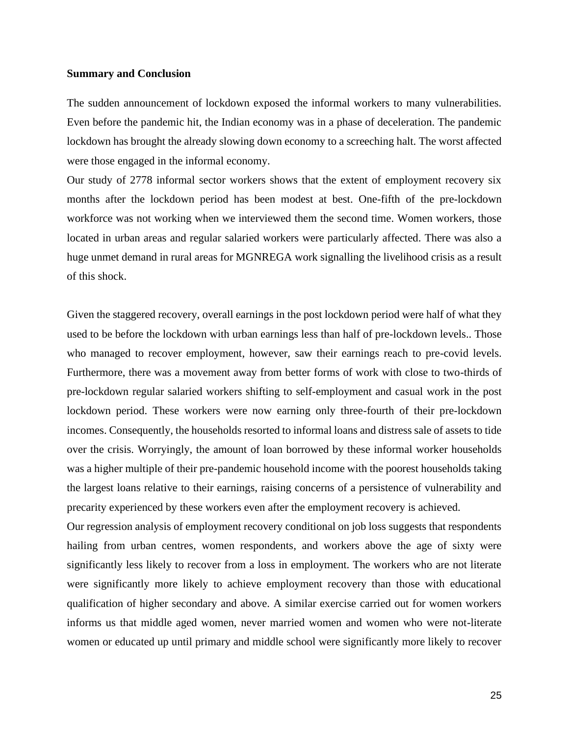**Summary and Conclusion**

The sudden announcement of lockdown exposed the informal workers to many vulnerabilities. Even before the pandemic hit, the Indian economy was in a phase of deceleration. The pandemic lockdown has brought the already slowing down economy to a screeching halt. The worst affected were those engaged in the informal economy.

Our study of 2778 informal sector workers shows that the extent of employment recovery six months after the lockdown period has been modest at best. One-fifth of the pre-lockdown workforce was not working when we interviewed them the second time. Women workers, those located in urban areas and regular salaried workers were particularly affected. There was also a huge unmet demand in rural areas for MGNREGA work signalling the livelihood crisis as a result of this shock.

Given the staggered recovery, overall earnings in the post lockdown period were half of what they used to be before the lockdown with urban earnings less than half of pre-lockdown levels.. Those who managed to recover employment, however, saw their earnings reach to pre-covid levels. Furthermore, there was a movement away from better forms of work with close to two-thirds of pre-lockdown regular salaried workers shifting to self-employment and casual work in the post lockdown period. These workers were now earning only three-fourth of their pre-lockdown incomes. Consequently, the households resorted to informal loans and distress sale of assets to tide over the crisis. Worryingly, the amount of loan borrowed by these informal worker households was a higher multiple of their pre-pandemic household income with the poorest households taking the largest loans relative to their earnings, raising concerns of a persistence of vulnerability and precarity experienced by these workers even after the employment recovery is achieved.

Our regression analysis of employment recovery conditional on job loss suggests that respondents hailing from urban centres, women respondents, and workers above the age of sixty were significantly less likely to recover from a loss in employment. The workers who are not literate were significantly more likely to achieve employment recovery than those with educational qualification of higher secondary and above. A similar exercise carried out for women workers informs us that middle aged women, never married women and women who were not-literate women or educated up until primary and middle school were significantly more likely to recover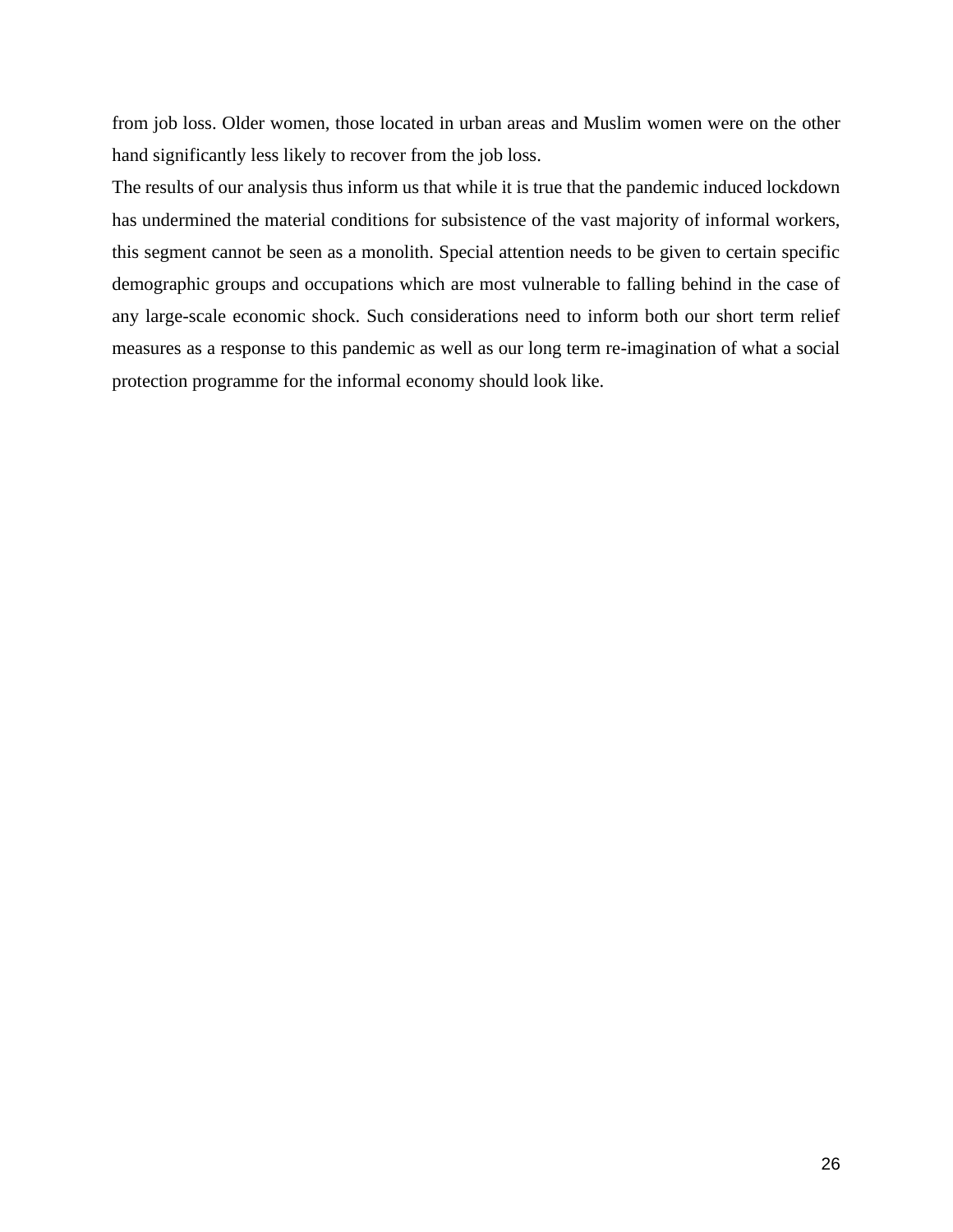from job loss. Older women, those located in urban areas and Muslim women were on the other hand significantly less likely to recover from the job loss.

The results of our analysis thus inform us that while it is true that the pandemic induced lockdown has undermined the material conditions for subsistence of the vast majority of informal workers, this segment cannot be seen as a monolith. Special attention needs to be given to certain specific demographic groups and occupations which are most vulnerable to falling behind in the case of any large-scale economic shock. Such considerations need to inform both our short term relief measures as a response to this pandemic as well as our long term re-imagination of what a social protection programme for the informal economy should look like.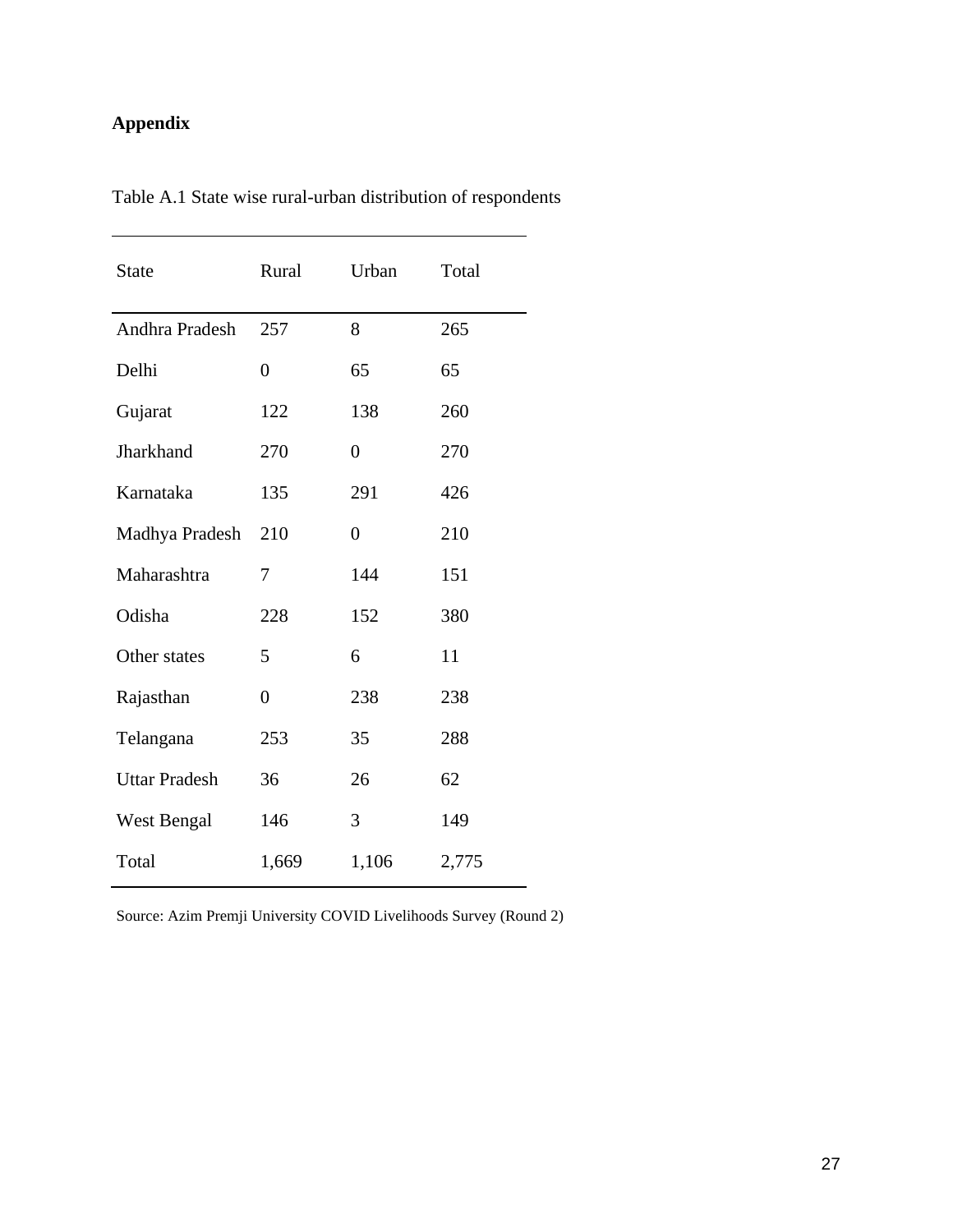## Appendix

Table A.1 State wise rural-urban distribution of respondents

| State | Rural | Urban | Total |
|---|---|---|---|
| Andhra Pradesh | 257 | 8 | 265 |
| Delhi | 0 | 65 | 65 |
| Gujarat | 122 | 138 | 260 |
| Jharkhand | 270 | 0 | 270 |
| Karnataka | 135 | 291 | 426 |
| Madhya Pradesh | 210 | 0 | 210 |
| Maharashtra | 7 | 144 | 151 |
| Odisha | 228 | 152 | 380 |
| Other states | 5 | 6 | 11 |
| Rajasthan | 0 | 238 | 238 |
| Telangana | 253 | 35 | 288 |
| Uttar Pradesh | 36 | 26 | 62 |
| West Bengal | 146 | 3 | 149 |
| Total | 1,669 | 1,106 | 2,775 |

Source: Azim Premji University COVID Livelihoods Survey (Round 2)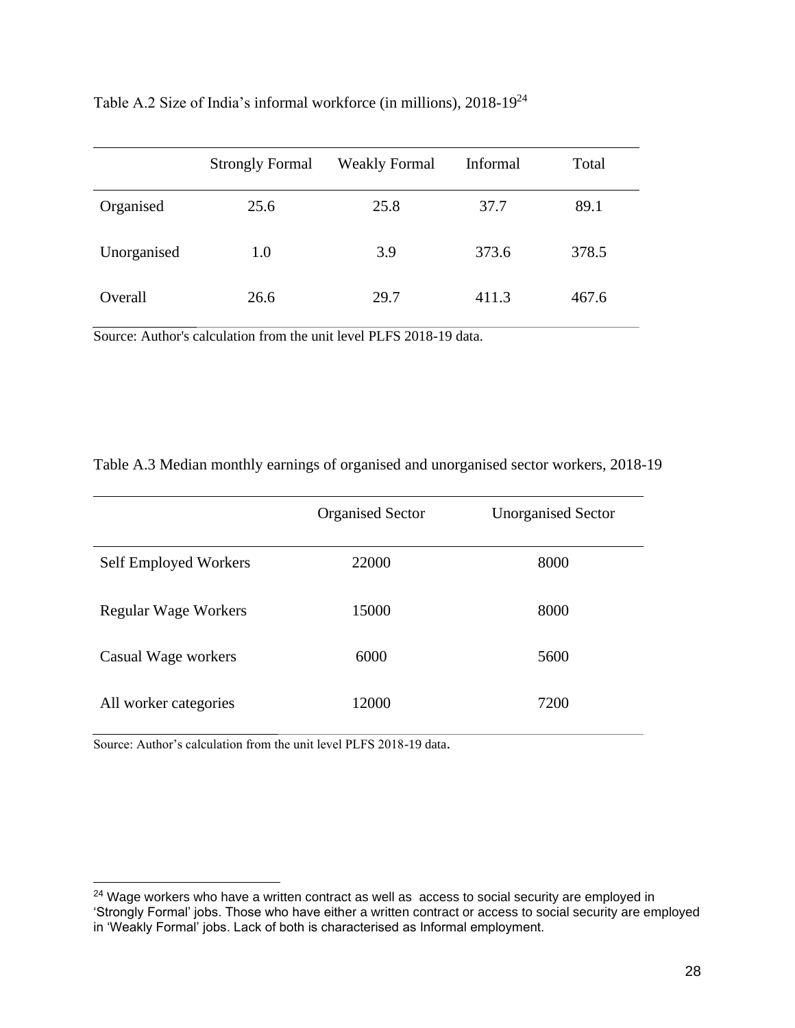Table A.2 Size of India's informal workforce (in millions), 2018-19[24]

| | Strongly Formal | Weakly Formal | Informal | Total |
|---|---|---|---|---|
| Organised | 25.6 | 25.8 | 37.7 | 89.1 |
| Unorganised | 1.0 | 3.9 | 373.6 | 378.5 |
| Overall | 26.6 | 29.7 | 411.3 | 467.6 |

Source: Author's calculation from the unit level PLFS 2018-19 data.

Table A.3 Median monthly earnings of organised and unorganised sector workers, 2018-19

| | Organised Sector | Unorganised Sector |
|---|---|---|
| Self Employed Workers | 22000 | 8000 |
| Regular Wage Workers | 15000 | 8000 |
| Casual Wage workers | 6000 | 5600 |
| All worker categories | 12000 | 7200 |

Source: Author's calculation from the unit level PLFS 2018-19 data.

[24] Wage workers who have a written contract as well as access to social security are employed in 'Strongly Formal' jobs. Those who have either a written contract or access to social security are employed in 'Weakly Formal' jobs. Lack of both is characterised as Informal employment.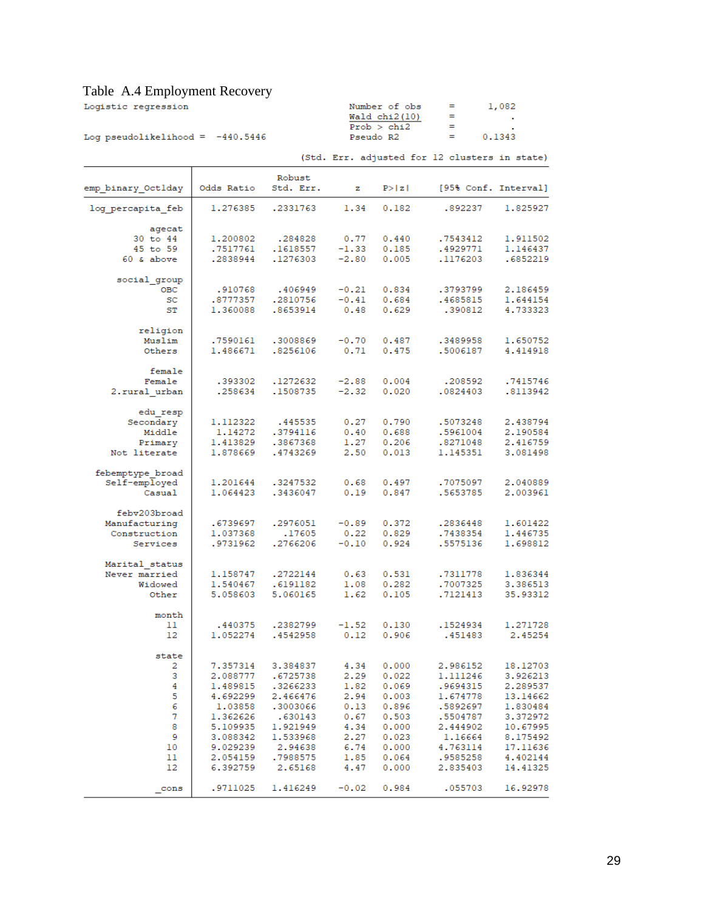Table A.4 Employment Recovery

```
Logistic regression                             Number of obs     =      1,082
                                                Wald chi2(10)     =          .
                                                Prob > chi2       =          .
Log pseudolikelihood =  -440.5446               Pseudo R2         =     0.1343

                                 (Std. Err. adjusted for 12 clusters in state)
```

| emp_binary_Oct1day | Odds Ratio | Robust Std. Err. | z | P>\|z\| | [95% Conf. | Interval] |
|---|---|---|---|---|---|---|
| log_percapita_feb | 1.276385 | .2331763 | 1.34 | 0.182 | .892237 | 1.825927 |
| **agecat** | | | | | | |
| 30 to 44 | 1.200802 | .284828 | 0.77 | 0.440 | .7543412 | 1.911502 |
| 45 to 59 | .7517761 | .1618557 | -1.33 | 0.185 | .4929771 | 1.146437 |
| 60 & above | .2838944 | .1276303 | -2.80 | 0.005 | .1176203 | .6852219 |
| **social_group** | | | | | | |
| OBC | .910768 | .406949 | -0.21 | 0.834 | .3793799 | 2.186459 |
| SC | .8777357 | .2810756 | -0.41 | 0.684 | .4685815 | 1.644154 |
| ST | 1.360088 | .8653914 | 0.48 | 0.629 | .390812 | 4.733323 |
| **religion** | | | | | | |
| Muslim | .7590161 | .3008869 | -0.70 | 0.487 | .3489958 | 1.650752 |
| Others | 1.486671 | .8256106 | 0.71 | 0.475 | .5006187 | 4.414918 |
| **female** | | | | | | |
| Female | .393302 | .1272632 | -2.88 | 0.004 | .208592 | .7415746 |
| 2.rural_urban | .258634 | .1508735 | -2.32 | 0.020 | .0824403 | .8113942 |
| **edu_resp** | | | | | | |
| Secondary | 1.112322 | .445535 | 0.27 | 0.790 | .5073248 | 2.438794 |
| Middle | 1.14272 | .3794116 | 0.40 | 0.688 | .5961004 | 2.190584 |
| Primary | 1.413829 | .3867368 | 1.27 | 0.206 | .8271048 | 2.416759 |
| Not literate | 1.878669 | .4743269 | 2.50 | 0.013 | 1.145351 | 3.081498 |
| **febemptype_broad** | | | | | | |
| Self-employed | 1.201644 | .3247532 | 0.68 | 0.497 | .7075097 | 2.040889 |
| Casual | 1.064423 | .3436047 | 0.19 | 0.847 | .5653785 | 2.003961 |
| **febv203broad** | | | | | | |
| Manufacturing | .6739697 | .2976051 | -0.89 | 0.372 | .2836448 | 1.601422 |
| Construction | 1.037368 | .17605 | 0.22 | 0.829 | .7438354 | 1.446735 |
| Services | .9731962 | .2766206 | -0.10 | 0.924 | .5575136 | 1.698812 |
| **Marital_status** | | | | | | |
| Never married | 1.158747 | .2722144 | 0.63 | 0.531 | .7311778 | 1.836344 |
| Widowed | 1.540467 | .6191182 | 1.08 | 0.282 | .7007325 | 3.386513 |
| Other | 5.058603 | 5.060165 | 1.62 | 0.105 | .7121413 | 35.93312 |
| **month** | | | | | | |
| 11 | .440375 | .2382799 | -1.52 | 0.130 | .1524934 | 1.271728 |
| 12 | 1.052274 | .4542958 | 0.12 | 0.906 | .451483 | 2.45254 |
| **state** | | | | | | |
| 2 | 7.357314 | 3.384837 | 4.34 | 0.000 | 2.986152 | 18.12703 |
| 3 | 2.088777 | .6725738 | 2.29 | 0.022 | 1.111246 | 3.926213 |
| 4 | 1.489815 | .3266233 | 1.82 | 0.069 | .9694315 | 2.289537 |
| 5 | 4.692299 | 2.466476 | 2.94 | 0.003 | 1.674778 | 13.14662 |
| 6 | 1.03858 | .3003066 | 0.13 | 0.896 | .5892697 | 1.830484 |
| 7 | 1.362626 | .630143 | 0.67 | 0.503 | .5504787 | 3.372972 |
| 8 | 5.109935 | 1.921949 | 4.34 | 0.000 | 2.444902 | 10.67995 |
| 9 | 3.088342 | 1.533968 | 2.27 | 0.023 | 1.16664 | 8.175492 |
| 10 | 9.029239 | 2.94638 | 6.74 | 0.000 | 4.763114 | 17.11636 |
| 11 | 2.054159 | .7988575 | 1.85 | 0.064 | .9585258 | 4.402144 |
| 12 | 6.392759 | 2.65168 | 4.47 | 0.000 | 2.835403 | 14.41325 |
| _cons | .9711025 | 1.416249 | -0.02 | 0.984 | .055703 | 16.92978 |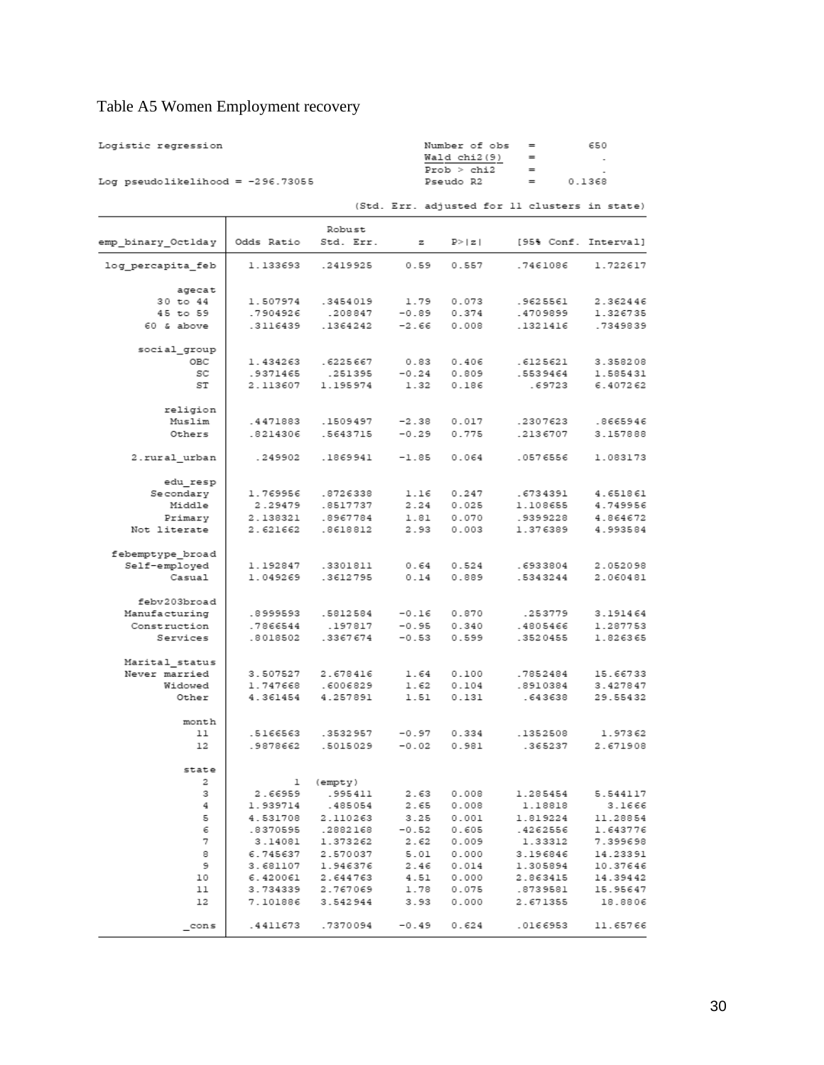Table A5 Women Employment recovery

```
Logistic regression                               Number of obs     =        650
                                                  Wald chi2(9)      =          .
                                                  Prob > chi2       =          .
Log pseudolikelihood = -296.73055                 Pseudo R2         =     0.1368

                                    (Std. Err. adjusted for 11 clusters in state)
```

| emp_binary_Oct1day | Odds Ratio | Robust Std. Err. | z | P>\|z\| | [95% Conf. | Interval] |
|---|---|---|---|---|---|---|
| log_percapita_feb | 1.133693 | .2419925 | 0.59 | 0.557 | .7461086 | 1.722617 |
| **agecat** | | | | | | |
| 30 to 44 | 1.507974 | .3454019 | 1.79 | 0.073 | .9625561 | 2.362446 |
| 45 to 59 | .7904926 | .208847 | -0.89 | 0.374 | .4709899 | 1.326735 |
| 60 & above | .3116439 | .1364242 | -2.66 | 0.008 | .1321416 | .7349839 |
| **social_group** | | | | | | |
| OBC | 1.434263 | .6225667 | 0.83 | 0.406 | .6125621 | 3.358208 |
| SC | .9371465 | .251395 | -0.24 | 0.809 | .5539464 | 1.585431 |
| ST | 2.113607 | 1.195974 | 1.32 | 0.186 | .69723 | 6.407262 |
| **religion** | | | | | | |
| Muslim | .4471883 | .1509497 | -2.38 | 0.017 | .2307623 | .8665946 |
| Others | .8214306 | .5643715 | -0.29 | 0.775 | .2136707 | 3.157888 |
| 2.rural_urban | .249902 | .1869941 | -1.85 | 0.064 | .0576556 | 1.083173 |
| **edu_resp** | | | | | | |
| Secondary | 1.769956 | .8726338 | 1.16 | 0.247 | .6734391 | 4.651861 |
| Middle | 2.29479 | .8517737 | 2.24 | 0.025 | 1.108655 | 4.749956 |
| Primary | 2.138321 | .8967784 | 1.81 | 0.070 | .9399228 | 4.864672 |
| Not literate | 2.621662 | .8618812 | 2.93 | 0.003 | 1.376389 | 4.993584 |
| **febemptype_broad** | | | | | | |
| Self-employed | 1.192847 | .3301811 | 0.64 | 0.524 | .6933804 | 2.052098 |
| Casual | 1.049269 | .3612795 | 0.14 | 0.889 | .5343244 | 2.060481 |
| **febv203broad** | | | | | | |
| Manufacturing | .8999593 | .5812584 | -0.16 | 0.870 | .253779 | 3.191464 |
| Construction | .7866544 | .197817 | -0.95 | 0.340 | .4805466 | 1.287753 |
| Services | .8018502 | .3367674 | -0.53 | 0.599 | .3520455 | 1.826365 |
| **Marital_status** | | | | | | |
| Never married | 3.507527 | 2.678416 | 1.64 | 0.100 | .7852484 | 15.66733 |
| Widowed | 1.747668 | .6006829 | 1.62 | 0.104 | .8910384 | 3.427847 |
| Other | 4.361454 | 4.257891 | 1.51 | 0.131 | .643638 | 29.55432 |
| **month** | | | | | | |
| 11 | .5166563 | .3532957 | -0.97 | 0.334 | .1352508 | 1.97362 |
| 12 | .9878662 | .5015029 | -0.02 | 0.981 | .365237 | 2.671908 |
| **state** | | | | | | |
| 2 | 1 | (empty) | | | | |
| 3 | 2.66959 | .995411 | 2.63 | 0.008 | 1.285454 | 5.544117 |
| 4 | 1.939714 | .485054 | 2.65 | 0.008 | 1.18818 | 3.1666 |
| 5 | 4.531708 | 2.110263 | 3.25 | 0.001 | 1.819224 | 11.28854 |
| 6 | .8370595 | .2882168 | -0.52 | 0.605 | .4262556 | 1.643776 |
| 7 | 3.14081 | 1.373262 | 2.62 | 0.009 | 1.33312 | 7.399698 |
| 8 | 6.745637 | 2.570037 | 5.01 | 0.000 | 3.196846 | 14.23391 |
| 9 | 3.681107 | 1.946376 | 2.46 | 0.014 | 1.305894 | 10.37646 |
| 10 | 6.420061 | 2.644763 | 4.51 | 0.000 | 2.863415 | 14.39442 |
| 11 | 3.734339 | 2.767069 | 1.78 | 0.075 | .8739581 | 15.95647 |
| 12 | 7.101886 | 3.542944 | 3.93 | 0.000 | 2.671355 | 18.8806 |
| _cons | .4411673 | .7370094 | -0.49 | 0.624 | .0166953 | 11.65766 |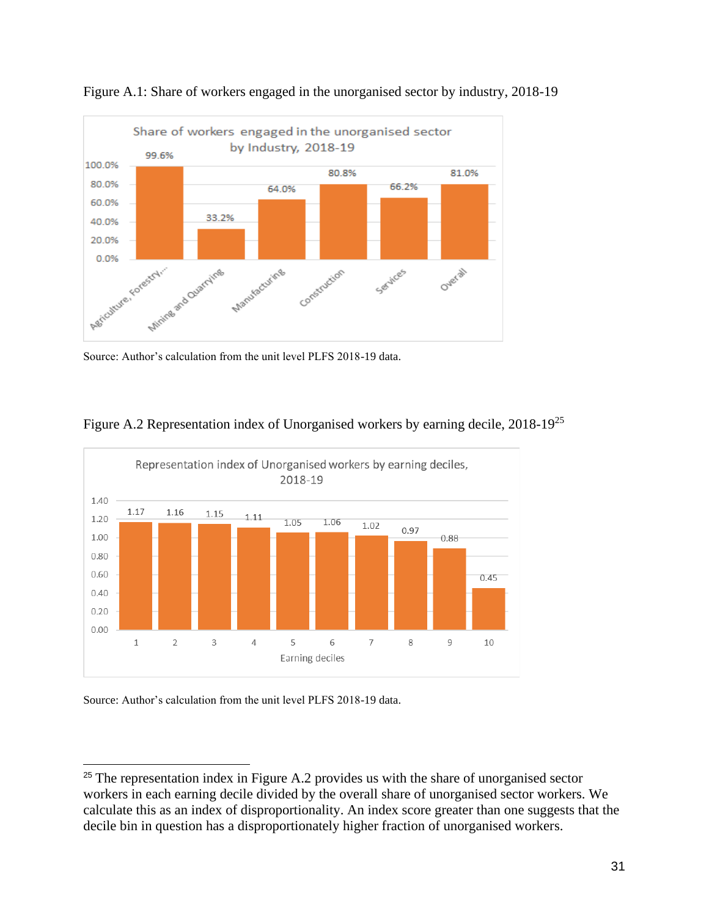Figure A.1: Share of workers engaged in the unorganised sector by industry, 2018-19

| Industry | Share of workers engaged in the unorganised sector, 2018-19 |
| --- | --- |
| Agriculture, Forestry,... | 99.6% |
| Mining and Quarrying | 33.2% |
| Manufacturing | 64.0% |
| Construction | 80.8% |
| Services | 66.2% |
| Overall | 81.0% |

Source: Author's calculation from the unit level PLFS 2018-19 data.

Figure A.2 Representation index of Unorganised workers by earning decile, 2018-19[25]

| Earning deciles | 1 | 2 | 3 | 4 | 5 | 6 | 7 | 8 | 9 | 10 |
| --- | --- | --- | --- | --- | --- | --- | --- | --- | --- | --- |
| Representation index | 1.17 | 1.16 | 1.15 | 1.11 | 1.05 | 1.06 | 1.02 | 0.97 | 0.88 | 0.45 |

Source: Author's calculation from the unit level PLFS 2018-19 data.

[25] The representation index in Figure A.2 provides us with the share of unorganised sector workers in each earning decile divided by the overall share of unorganised sector workers. We calculate this as an index of disproportionality. An index score greater than one suggests that the decile bin in question has a disproportionately higher fraction of unorganised workers.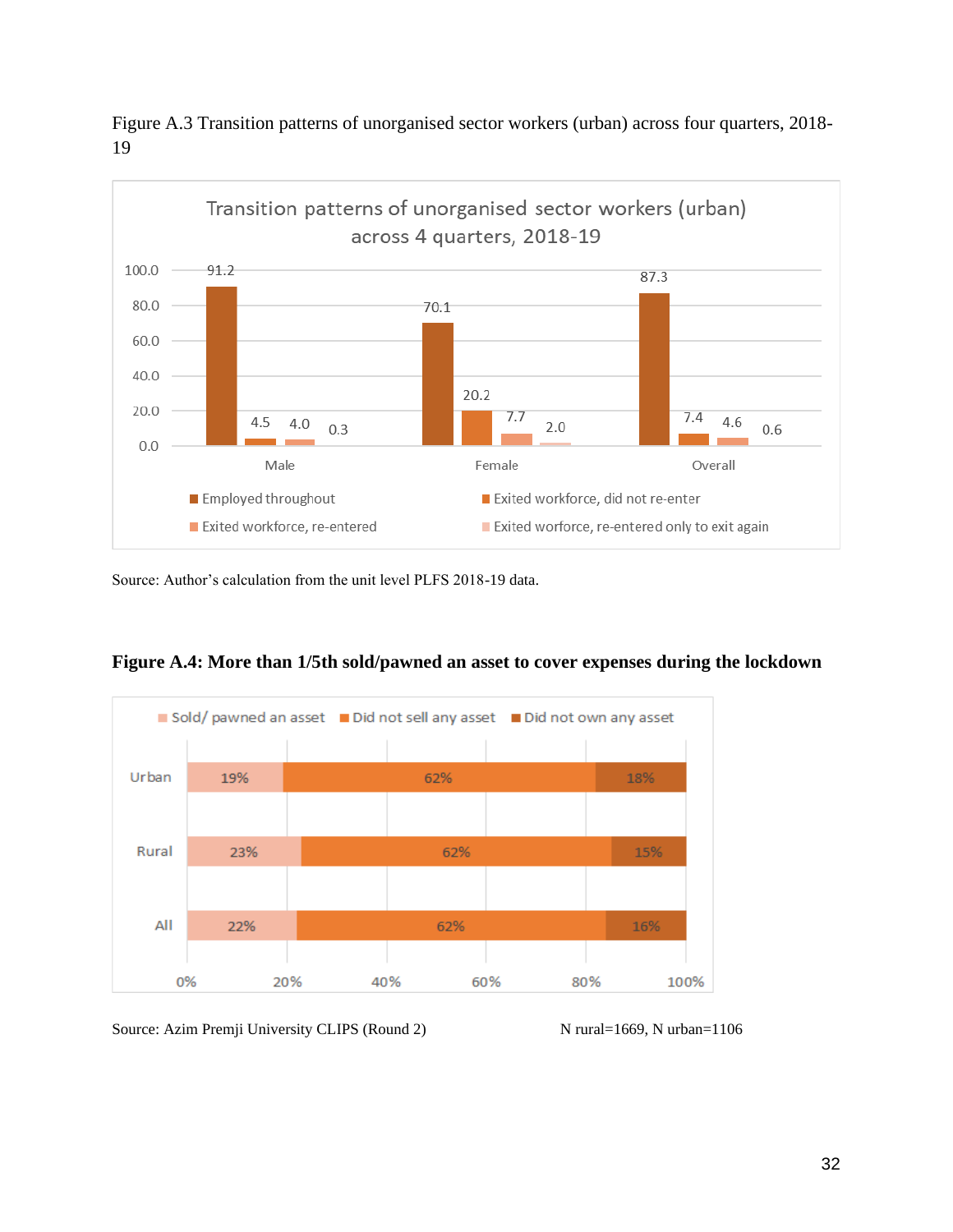Figure A.3 Transition patterns of unorganised sector workers (urban) across four quarters, 2018-19

| | Employed throughout | Exited workforce, did not re-enter | Exited workforce, re-entered | Exited worforce, re-entered only to exit again |
|---|---|---|---|---|
| Male | 91.2 | 4.5 | 4.0 | 0.3 |
| Female | 70.1 | 20.2 | 7.7 | 2.0 |
| Overall | 87.3 | 7.4 | 4.6 | 0.6 |

Source: Author's calculation from the unit level PLFS 2018-19 data.

**Figure A.4: More than 1/5th sold/pawned an asset to cover expenses during the lockdown**

| | Sold/ pawned an asset | Did not sell any asset | Did not own any asset |
|---|---|---|---|
| Urban | 19% | 62% | 18% |
| Rural | 23% | 62% | 15% |
| All | 22% | 62% | 16% |

Source: Azim Premji University CLIPS (Round 2) N rural=1669, N urban=1106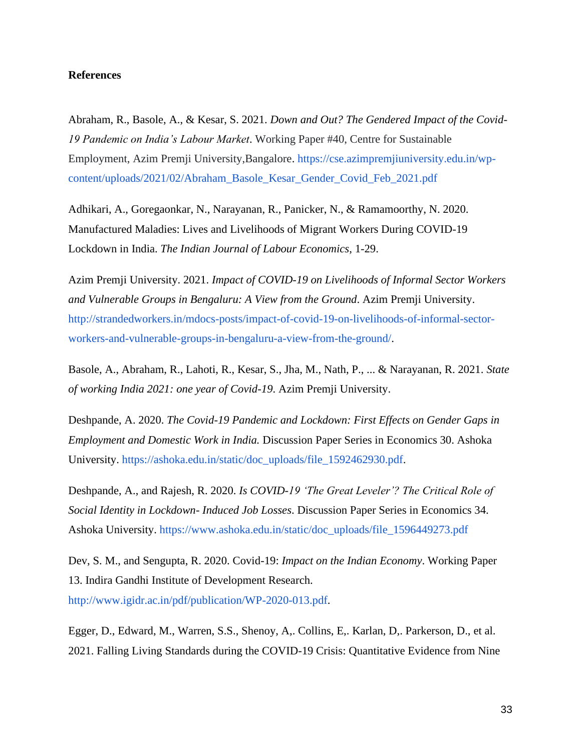**References**

Abraham, R., Basole, A., & Kesar, S. 2021. *Down and Out? The Gendered Impact of the Covid-19 Pandemic on India's Labour Market*. Working Paper #40, Centre for Sustainable Employment, Azim Premji University,Bangalore. https://cse.azimpremjiuniversity.edu.in/wp-content/uploads/2021/02/Abraham_Basole_Kesar_Gender_Covid_Feb_2021.pdf

Adhikari, A., Goregaonkar, N., Narayanan, R., Panicker, N., & Ramamoorthy, N. 2020. Manufactured Maladies: Lives and Livelihoods of Migrant Workers During COVID-19 Lockdown in India. *The Indian Journal of Labour Economics*, 1-29.

Azim Premji University. 2021. *Impact of COVID-19 on Livelihoods of Informal Sector Workers and Vulnerable Groups in Bengaluru: A View from the Ground*. Azim Premji University. http://strandedworkers.in/mdocs-posts/impact-of-covid-19-on-livelihoods-of-informal-sector-workers-and-vulnerable-groups-in-bengaluru-a-view-from-the-ground/.

Basole, A., Abraham, R., Lahoti, R., Kesar, S., Jha, M., Nath, P., ... & Narayanan, R. 2021. *State of working India 2021: one year of Covid-19*. Azim Premji University.

Deshpande, A. 2020. *The Covid-19 Pandemic and Lockdown: First Effects on Gender Gaps in Employment and Domestic Work in India.* Discussion Paper Series in Economics 30. Ashoka University. https://ashoka.edu.in/static/doc_uploads/file_1592462930.pdf.

Deshpande, A., and Rajesh, R. 2020. *Is COVID-19 'The Great Leveler'? The Critical Role of Social Identity in Lockdown- Induced Job Losses*. Discussion Paper Series in Economics 34. Ashoka University. https://www.ashoka.edu.in/static/doc_uploads/file_1596449273.pdf

Dev, S. M., and Sengupta, R. 2020. Covid-19: *Impact on the Indian Economy*. Working Paper 13. Indira Gandhi Institute of Development Research. http://www.igidr.ac.in/pdf/publication/WP-2020-013.pdf.

Egger, D., Edward, M., Warren, S.S., Shenoy, A,. Collins, E,. Karlan, D,. Parkerson, D., et al. 2021. Falling Living Standards during the COVID-19 Crisis: Quantitative Evidence from Nine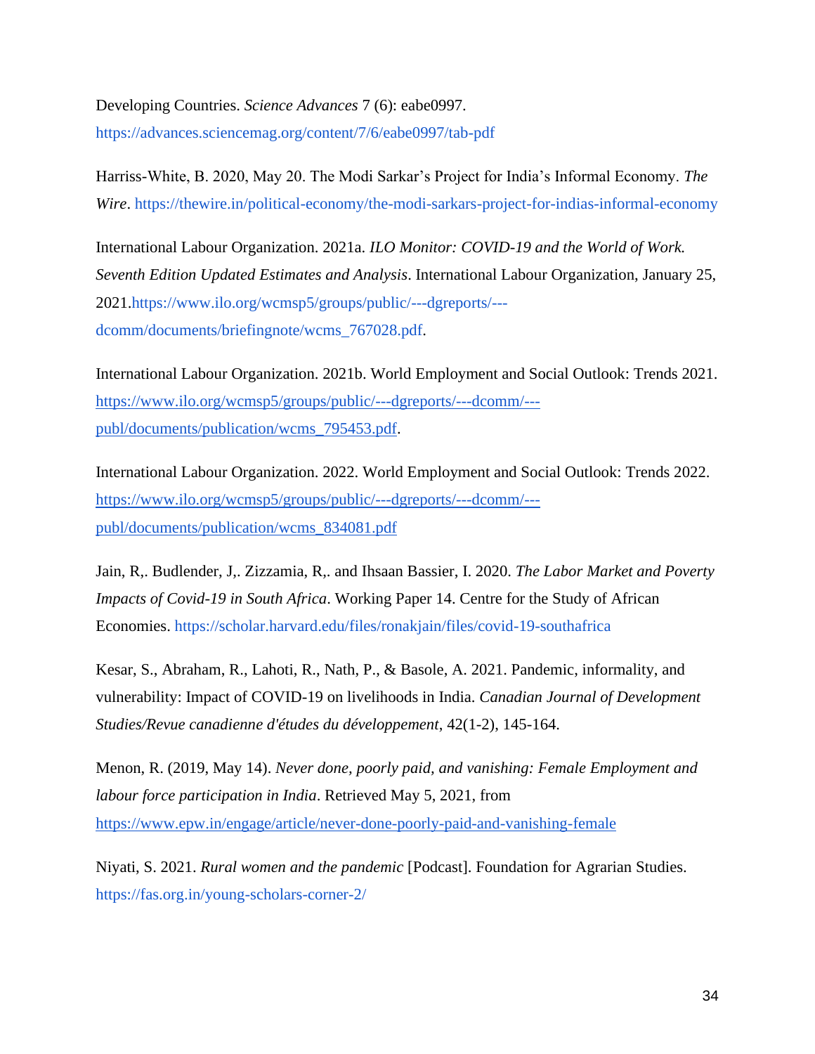Developing Countries. *Science Advances* 7 (6): eabe0997. https://advances.sciencemag.org/content/7/6/eabe0997/tab-pdf

Harriss-White, B. 2020, May 20. The Modi Sarkar's Project for India's Informal Economy. *The Wire*. https://thewire.in/political-economy/the-modi-sarkars-project-for-indias-informal-economy

International Labour Organization. 2021a. *ILO Monitor: COVID-19 and the World of Work. Seventh Edition Updated Estimates and Analysis*. International Labour Organization, January 25, 2021.https://www.ilo.org/wcmsp5/groups/public/---dgreports/---dcomm/documents/briefingnote/wcms_767028.pdf.

International Labour Organization. 2021b. World Employment and Social Outlook: Trends 2021. https://www.ilo.org/wcmsp5/groups/public/---dgreports/---dcomm/---publ/documents/publication/wcms_795453.pdf.

International Labour Organization. 2022. World Employment and Social Outlook: Trends 2022. https://www.ilo.org/wcmsp5/groups/public/---dgreports/---dcomm/---publ/documents/publication/wcms_834081.pdf

Jain, R,. Budlender, J,. Zizzamia, R,. and Ihsaan Bassier, I. 2020. *The Labor Market and Poverty Impacts of Covid-19 in South Africa*. Working Paper 14. Centre for the Study of African Economies. https://scholar.harvard.edu/files/ronakjain/files/covid-19-southafrica

Kesar, S., Abraham, R., Lahoti, R., Nath, P., & Basole, A. 2021. Pandemic, informality, and vulnerability: Impact of COVID-19 on livelihoods in India. *Canadian Journal of Development Studies/Revue canadienne d'études du développement*, 42(1-2), 145-164.

Menon, R. (2019, May 14). *Never done, poorly paid, and vanishing: Female Employment and labour force participation in India*. Retrieved May 5, 2021, from https://www.epw.in/engage/article/never-done-poorly-paid-and-vanishing-female

Niyati, S. 2021. *Rural women and the pandemic* [Podcast]. Foundation for Agrarian Studies. https://fas.org.in/young-scholars-corner-2/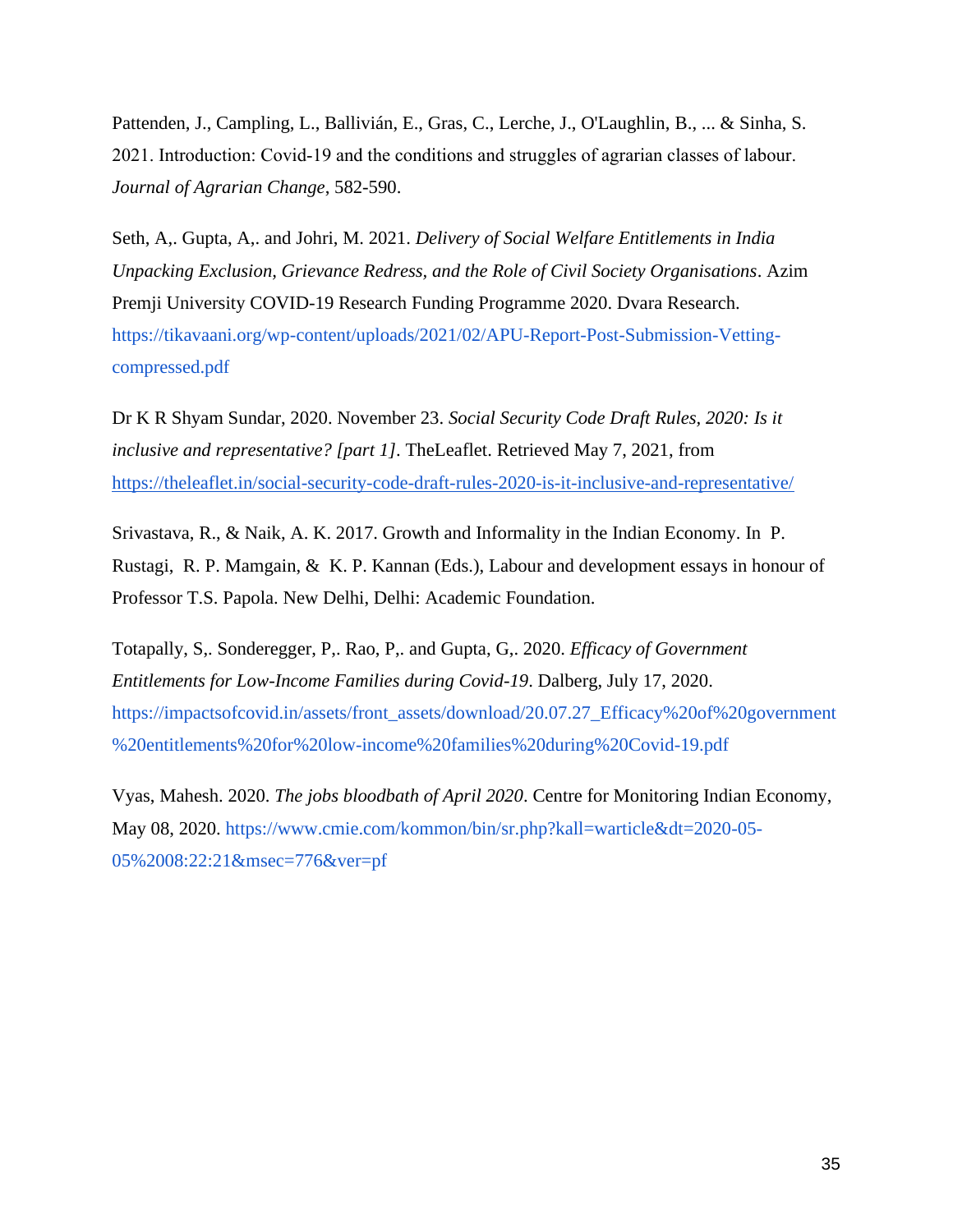Pattenden, J., Campling, L., Ballivián, E., Gras, C., Lerche, J., O'Laughlin, B., ... & Sinha, S. 2021. Introduction: Covid-19 and the conditions and struggles of agrarian classes of labour. *Journal of Agrarian Change*, 582-590.

Seth, A,. Gupta, A,. and Johri, M. 2021. *Delivery of Social Welfare Entitlements in India Unpacking Exclusion, Grievance Redress, and the Role of Civil Society Organisations*. Azim Premji University COVID-19 Research Funding Programme 2020. Dvara Research. https://tikavaani.org/wp-content/uploads/2021/02/APU-Report-Post-Submission-Vetting-compressed.pdf

Dr K R Shyam Sundar, 2020. November 23. *Social Security Code Draft Rules, 2020: Is it inclusive and representative? [part 1]*. TheLeaflet. Retrieved May 7, 2021, from https://theleaflet.in/social-security-code-draft-rules-2020-is-it-inclusive-and-representative/

Srivastava, R., & Naik, A. K. 2017. Growth and Informality in the Indian Economy. In P. Rustagi, R. P. Mamgain, & K. P. Kannan (Eds.), Labour and development essays in honour of Professor T.S. Papola. New Delhi, Delhi: Academic Foundation.

Totapally, S,. Sonderegger, P,. Rao, P,. and Gupta, G,. 2020. *Efficacy of Government Entitlements for Low-Income Families during Covid-19*. Dalberg, July 17, 2020. https://impactsofcovid.in/assets/front_assets/download/20.07.27_Efficacy%20of%20government%20entitlements%20for%20low-income%20families%20during%20Covid-19.pdf

Vyas, Mahesh. 2020. *The jobs bloodbath of April 2020*. Centre for Monitoring Indian Economy, May 08, 2020. https://www.cmie.com/kommon/bin/sr.php?kall=warticle&dt=2020-05-05%2008:22:21&msec=776&ver=pf